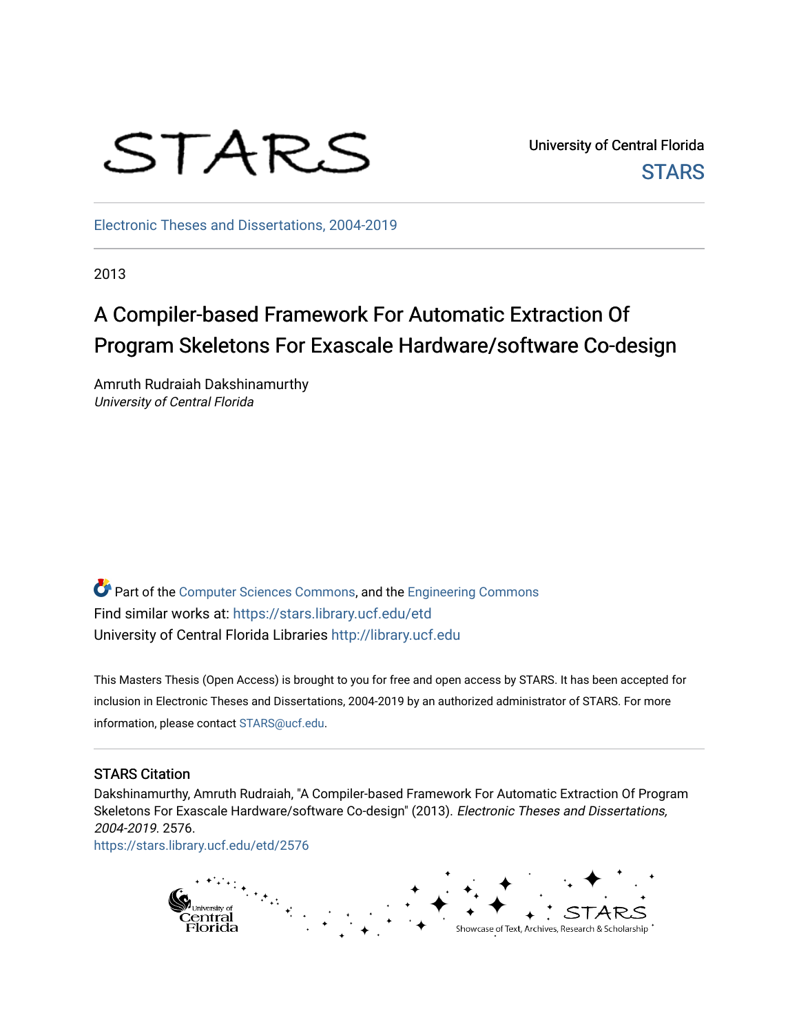STARS

University of Central Florida

STARS

Electronic Theses and Dissertations, 2004-2019

2013

# A Compiler-based Framework For Automatic Extraction Of Program Skeletons For Exascale Hardware/software Co-design

Amruth Rudraiah Dakshinamurthy
*University of Central Florida*

Part of the Computer Sciences Commons, and the Engineering Commons
Find similar works at: https://stars.library.ucf.edu/etd
University of Central Florida Libraries http://library.ucf.edu

This Masters Thesis (Open Access) is brought to you for free and open access by STARS. It has been accepted for inclusion in Electronic Theses and Dissertations, 2004-2019 by an authorized administrator of STARS. For more information, please contact STARS@ucf.edu.

## STARS Citation

Dakshinamurthy, Amruth Rudraiah, "A Compiler-based Framework For Automatic Extraction Of Program Skeletons For Exascale Hardware/software Co-design" (2013). *Electronic Theses and Dissertations, 2004-2019*. 2576.
https://stars.library.ucf.edu/etd/2576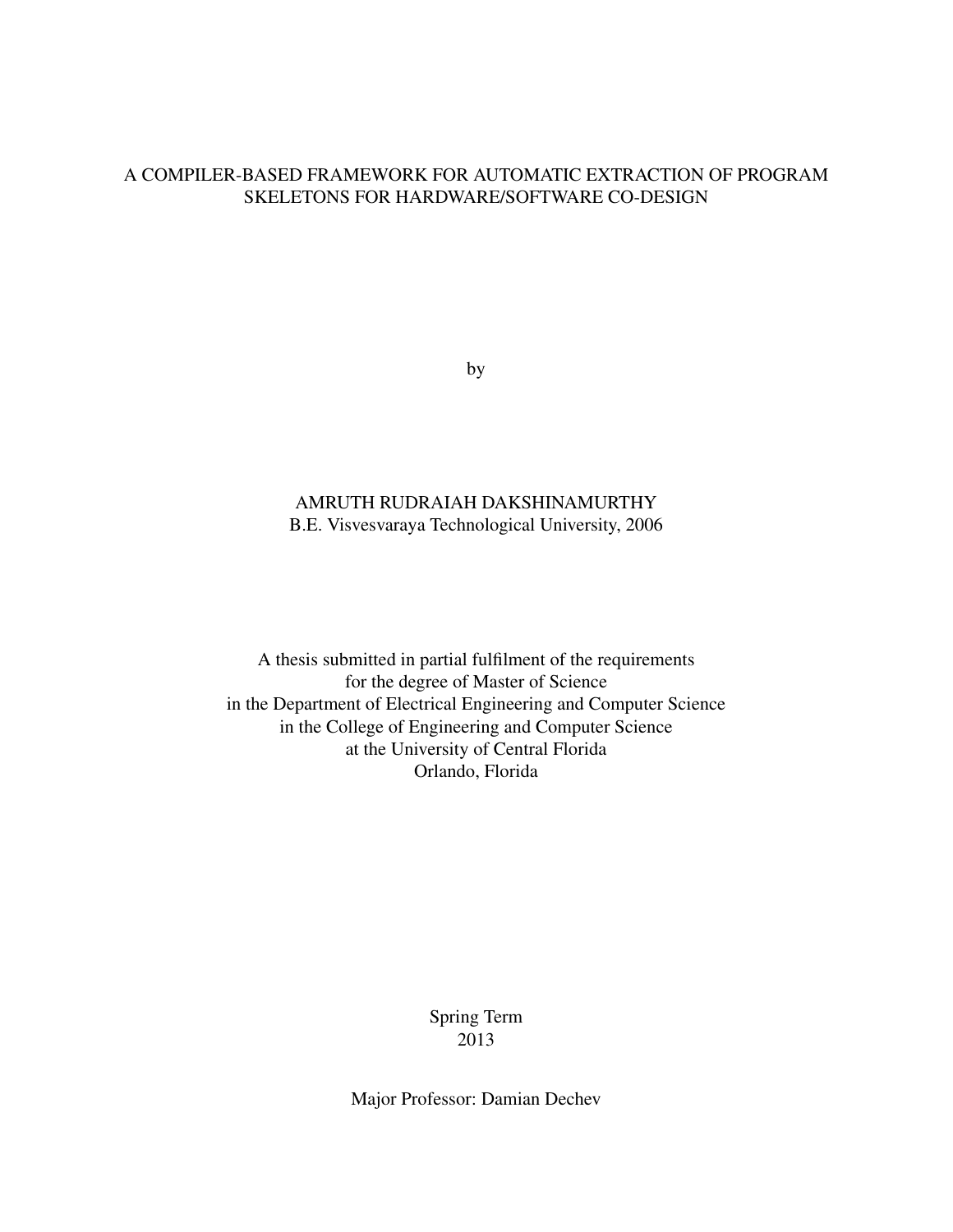# A COMPILER-BASED FRAMEWORK FOR AUTOMATIC EXTRACTION OF PROGRAM SKELETONS FOR HARDWARE/SOFTWARE CO-DESIGN

by

AMRUTH RUDRAIAH DAKSHINAMURTHY
B.E. Visvesvaraya Technological University, 2006

A thesis submitted in partial fulfilment of the requirements
for the degree of Master of Science
in the Department of Electrical Engineering and Computer Science
in the College of Engineering and Computer Science
at the University of Central Florida
Orlando, Florida

Spring Term
2013

Major Professor: Damian Dechev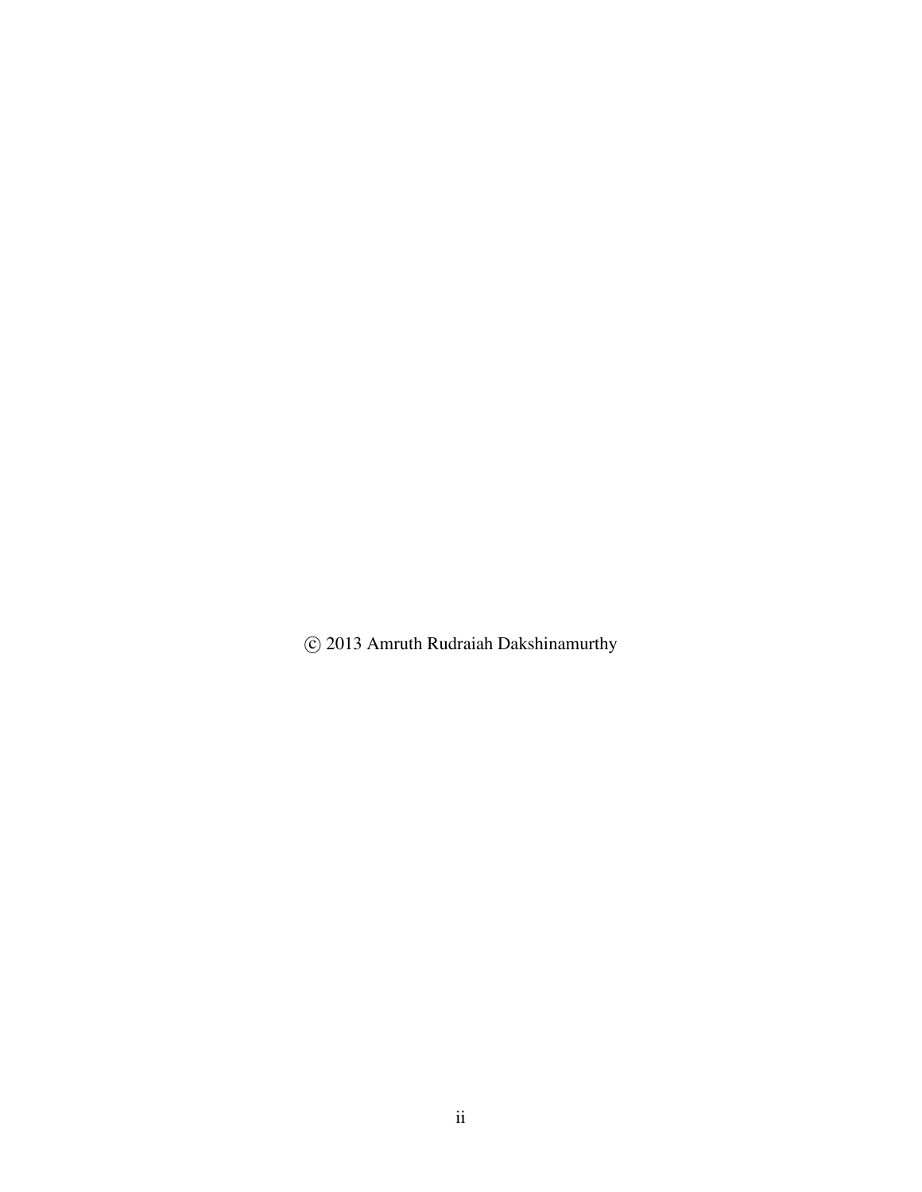© 2013 Amruth Rudraiah Dakshinamurthy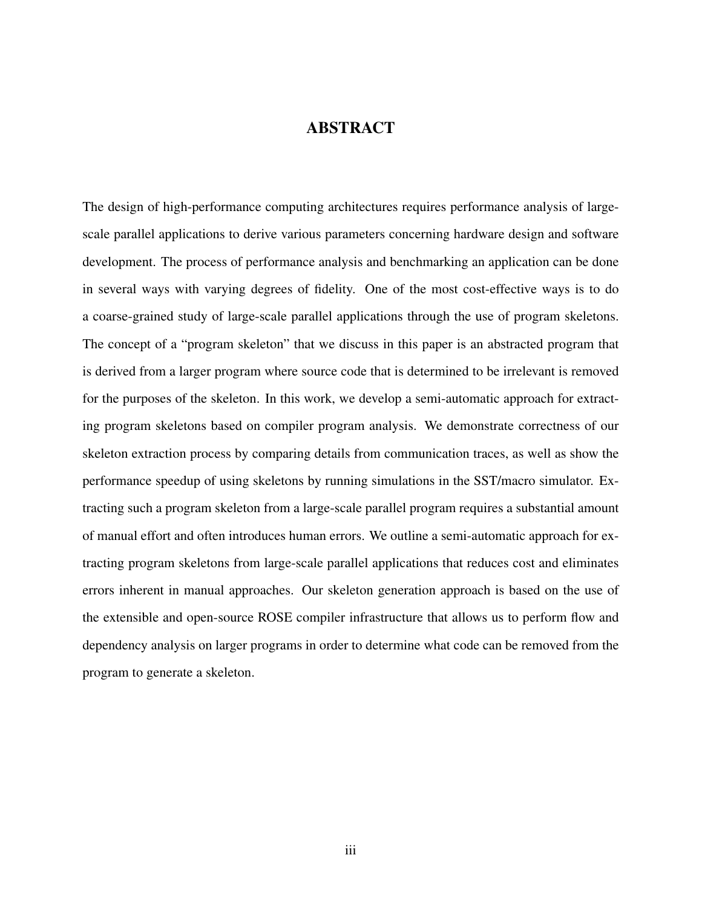# ABSTRACT

The design of high-performance computing architectures requires performance analysis of large-scale parallel applications to derive various parameters concerning hardware design and software development. The process of performance analysis and benchmarking an application can be done in several ways with varying degrees of fidelity. One of the most cost-effective ways is to do a coarse-grained study of large-scale parallel applications through the use of program skeletons. The concept of a "program skeleton" that we discuss in this paper is an abstracted program that is derived from a larger program where source code that is determined to be irrelevant is removed for the purposes of the skeleton. In this work, we develop a semi-automatic approach for extracting program skeletons based on compiler program analysis. We demonstrate correctness of our skeleton extraction process by comparing details from communication traces, as well as show the performance speedup of using skeletons by running simulations in the SST/macro simulator. Extracting such a program skeleton from a large-scale parallel program requires a substantial amount of manual effort and often introduces human errors. We outline a semi-automatic approach for extracting program skeletons from large-scale parallel applications that reduces cost and eliminates errors inherent in manual approaches. Our skeleton generation approach is based on the use of the extensible and open-source ROSE compiler infrastructure that allows us to perform flow and dependency analysis on larger programs in order to determine what code can be removed from the program to generate a skeleton.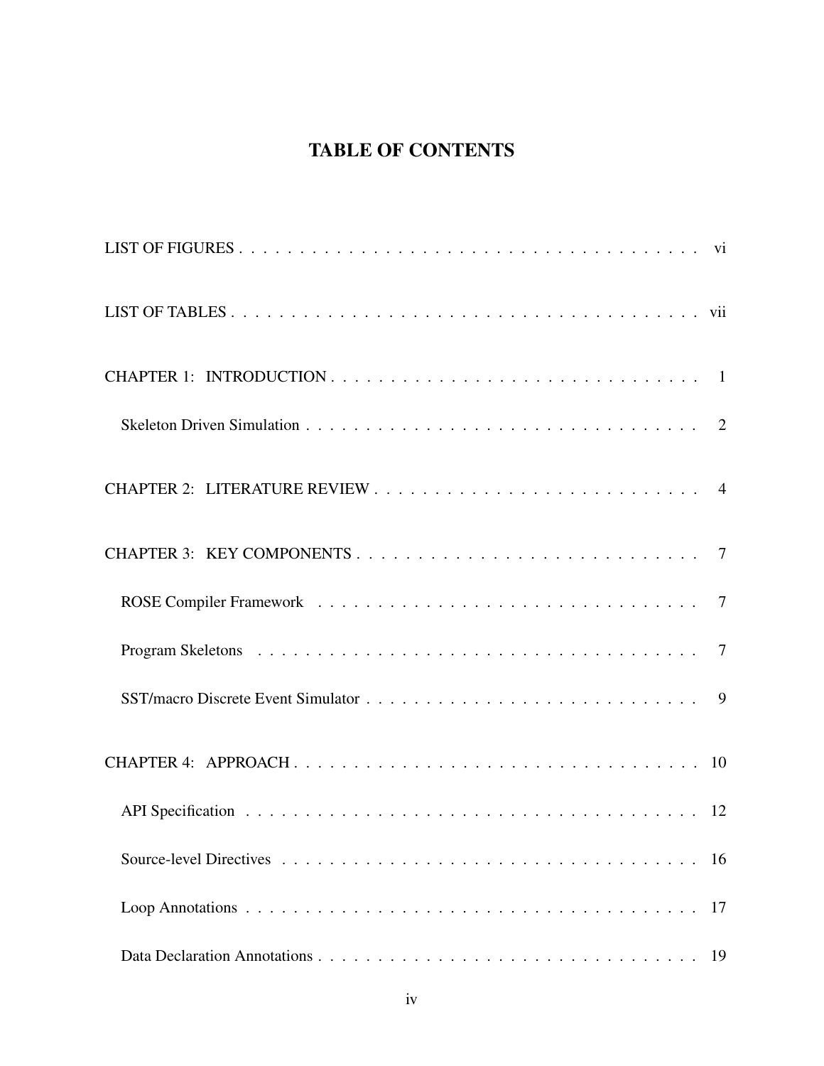# TABLE OF CONTENTS

LIST OF FIGURES . . . . . . . . . . . . . . . . . . . . . . . . . . . . . . . . . . . . . . vi

LIST OF TABLES . . . . . . . . . . . . . . . . . . . . . . . . . . . . . . . . . . . . . . vii

CHAPTER 1: INTRODUCTION . . . . . . . . . . . . . . . . . . . . . . . . . . . . . . . 1

Skeleton Driven Simulation . . . . . . . . . . . . . . . . . . . . . . . . . . . . . . . . 2

CHAPTER 2: LITERATURE REVIEW . . . . . . . . . . . . . . . . . . . . . . . . . . . 4

CHAPTER 3: KEY COMPONENTS . . . . . . . . . . . . . . . . . . . . . . . . . . . . 7

ROSE Compiler Framework . . . . . . . . . . . . . . . . . . . . . . . . . . . . . . . . 7

Program Skeletons . . . . . . . . . . . . . . . . . . . . . . . . . . . . . . . . . . . . 7

SST/macro Discrete Event Simulator . . . . . . . . . . . . . . . . . . . . . . . . . . . 9

CHAPTER 4: APPROACH . . . . . . . . . . . . . . . . . . . . . . . . . . . . . . . . . 10

API Specification . . . . . . . . . . . . . . . . . . . . . . . . . . . . . . . . . . . . 12

Source-level Directives . . . . . . . . . . . . . . . . . . . . . . . . . . . . . . . . . . 16

Loop Annotations . . . . . . . . . . . . . . . . . . . . . . . . . . . . . . . . . . . . . 17

Data Declaration Annotations . . . . . . . . . . . . . . . . . . . . . . . . . . . . . . . 19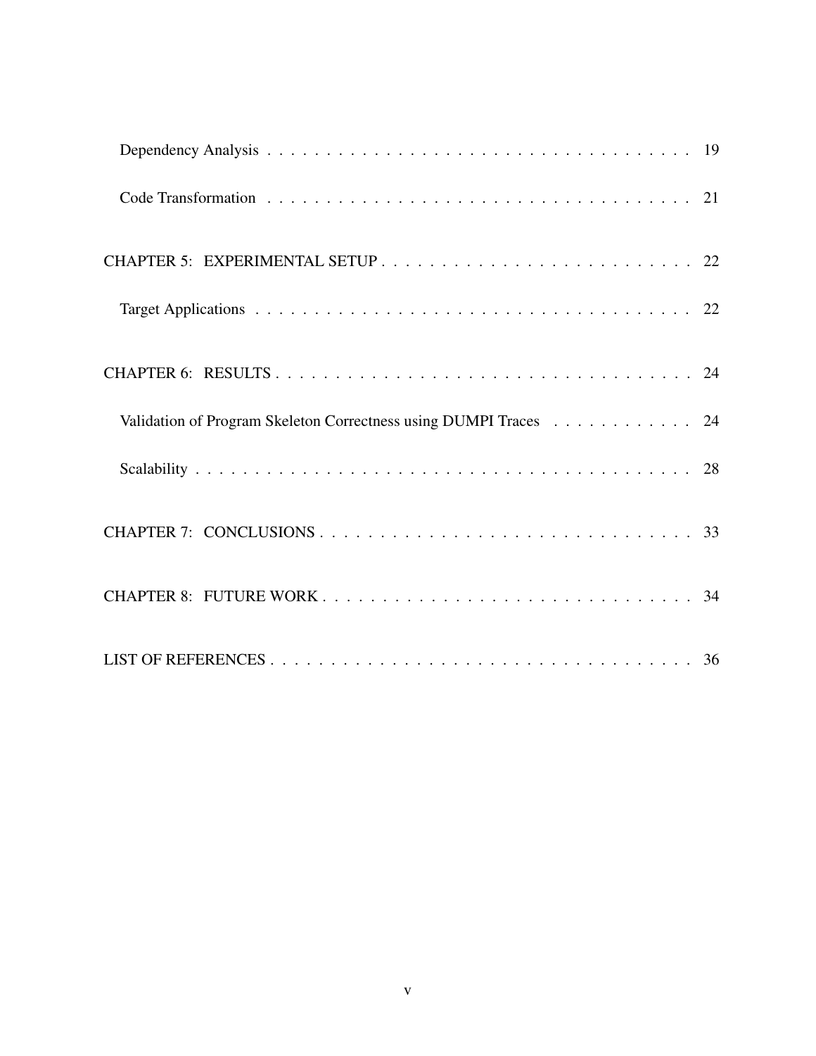Dependency Analysis . . . . . . . . . . . . . . . . . . . . . . . . . . . . . . . . . . . . 19

Code Transformation . . . . . . . . . . . . . . . . . . . . . . . . . . . . . . . . . . . . 21

CHAPTER 5: EXPERIMENTAL SETUP . . . . . . . . . . . . . . . . . . . . . . . . . . . 22

Target Applications . . . . . . . . . . . . . . . . . . . . . . . . . . . . . . . . . . . . 22

CHAPTER 6: RESULTS . . . . . . . . . . . . . . . . . . . . . . . . . . . . . . . . . . . . 24

Validation of Program Skeleton Correctness using DUMPI Traces . . . . . . . . . . . . 24

Scalability . . . . . . . . . . . . . . . . . . . . . . . . . . . . . . . . . . . . . . . . 28

CHAPTER 7: CONCLUSIONS . . . . . . . . . . . . . . . . . . . . . . . . . . . . . . . . 33

CHAPTER 8: FUTURE WORK . . . . . . . . . . . . . . . . . . . . . . . . . . . . . . . 34

LIST OF REFERENCES . . . . . . . . . . . . . . . . . . . . . . . . . . . . . . . . . . . 36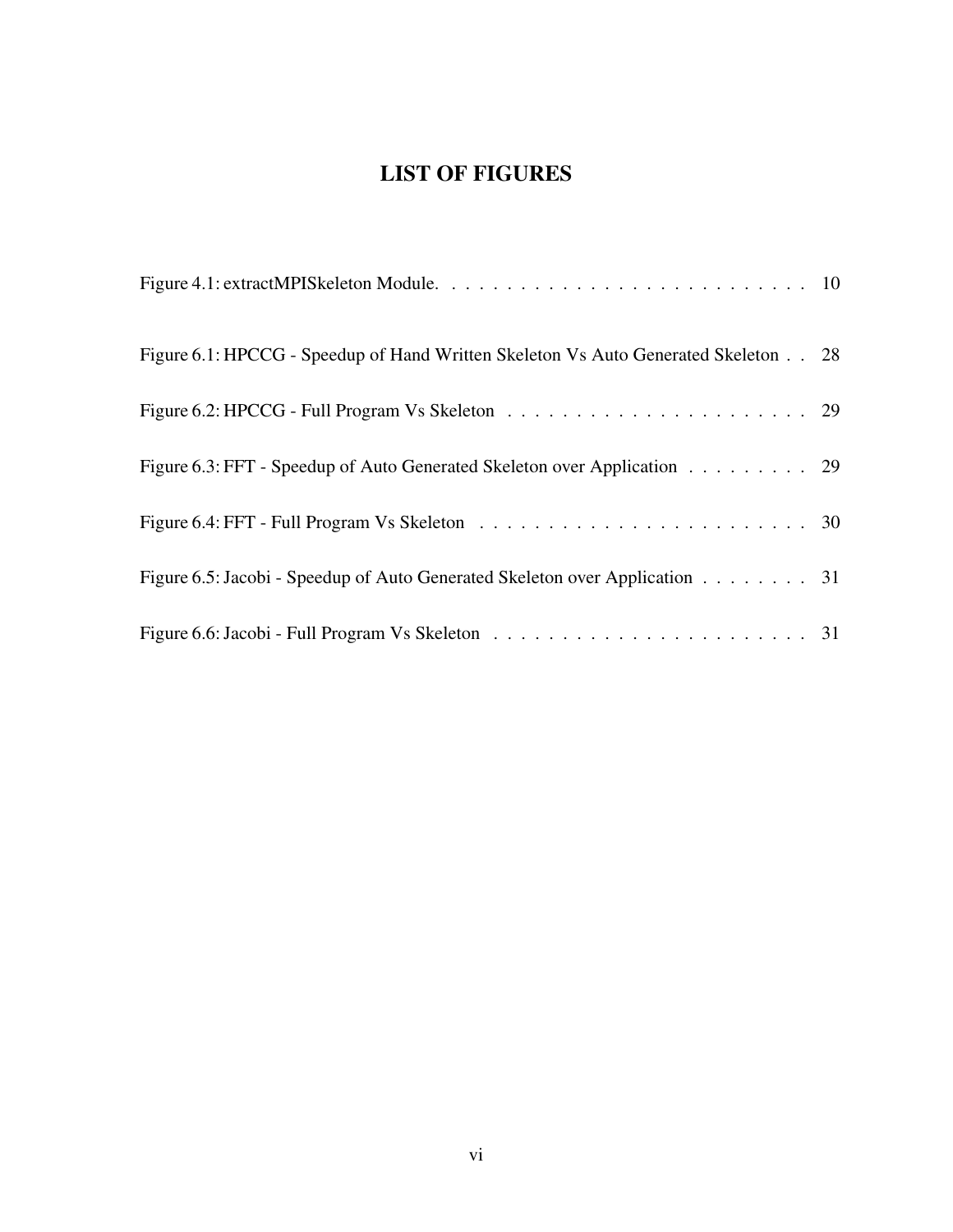# LIST OF FIGURES

Figure 4.1: extractMPISkeleton Module. . . . . . . . . . . . . . . . . . . . . . . . . . . . 10

Figure 6.1: HPCCG - Speedup of Hand Written Skeleton Vs Auto Generated Skeleton . . 28

Figure 6.2: HPCCG - Full Program Vs Skeleton . . . . . . . . . . . . . . . . . . . . . . 29

Figure 6.3: FFT - Speedup of Auto Generated Skeleton over Application . . . . . . . . . 29

Figure 6.4: FFT - Full Program Vs Skeleton . . . . . . . . . . . . . . . . . . . . . . . . 30

Figure 6.5: Jacobi - Speedup of Auto Generated Skeleton over Application . . . . . . . . 31

Figure 6.6: Jacobi - Full Program Vs Skeleton . . . . . . . . . . . . . . . . . . . . . . . 31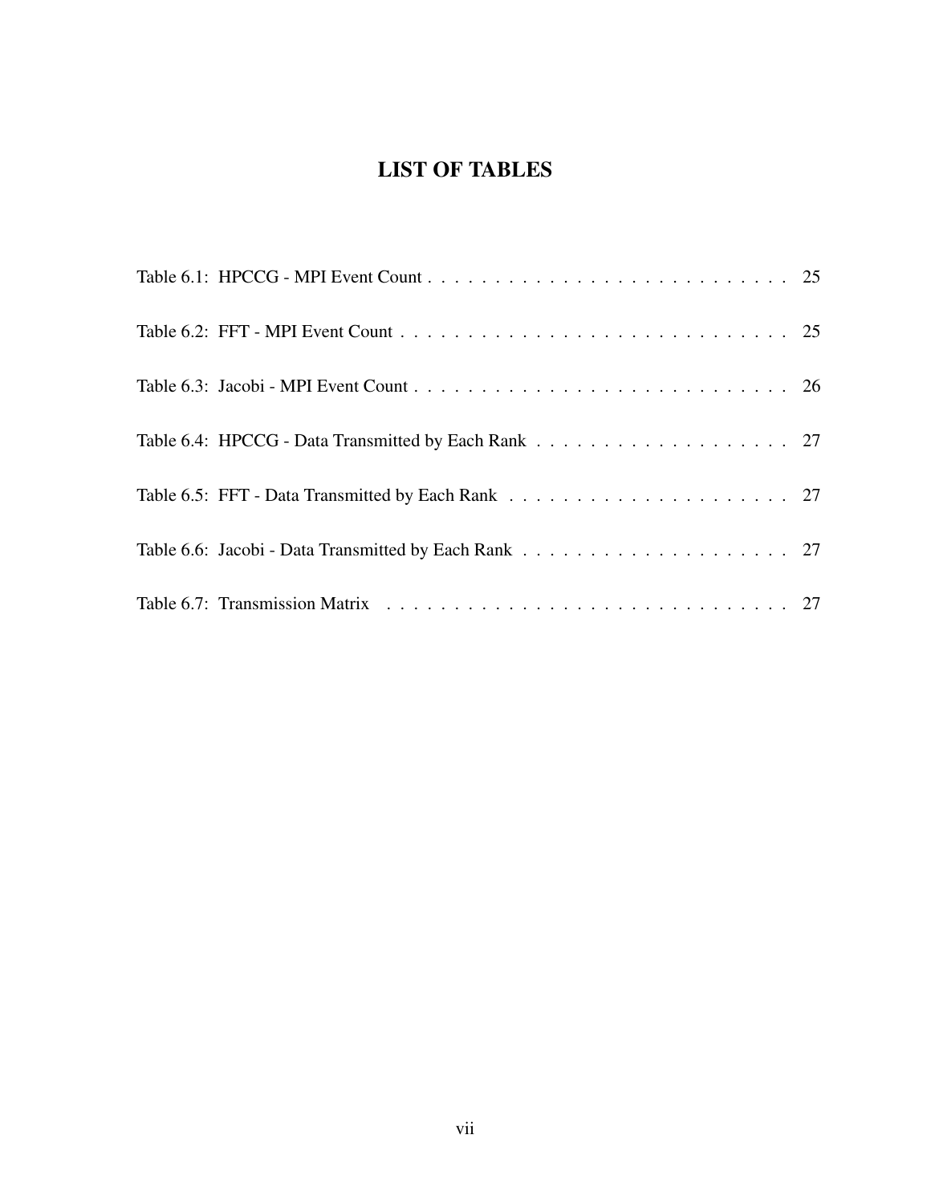# LIST OF TABLES

Table 6.1: HPCCG - MPI Event Count . . . . . . . . . . . . . . . . . . . . . . . . . . . . 25

Table 6.2: FFT - MPI Event Count . . . . . . . . . . . . . . . . . . . . . . . . . . . . . . 25

Table 6.3: Jacobi - MPI Event Count . . . . . . . . . . . . . . . . . . . . . . . . . . . . . 26

Table 6.4: HPCCG - Data Transmitted by Each Rank . . . . . . . . . . . . . . . . . . . 27

Table 6.5: FFT - Data Transmitted by Each Rank . . . . . . . . . . . . . . . . . . . . . 27

Table 6.6: Jacobi - Data Transmitted by Each Rank . . . . . . . . . . . . . . . . . . . . 27

Table 6.7: Transmission Matrix . . . . . . . . . . . . . . . . . . . . . . . . . . . . . . . 27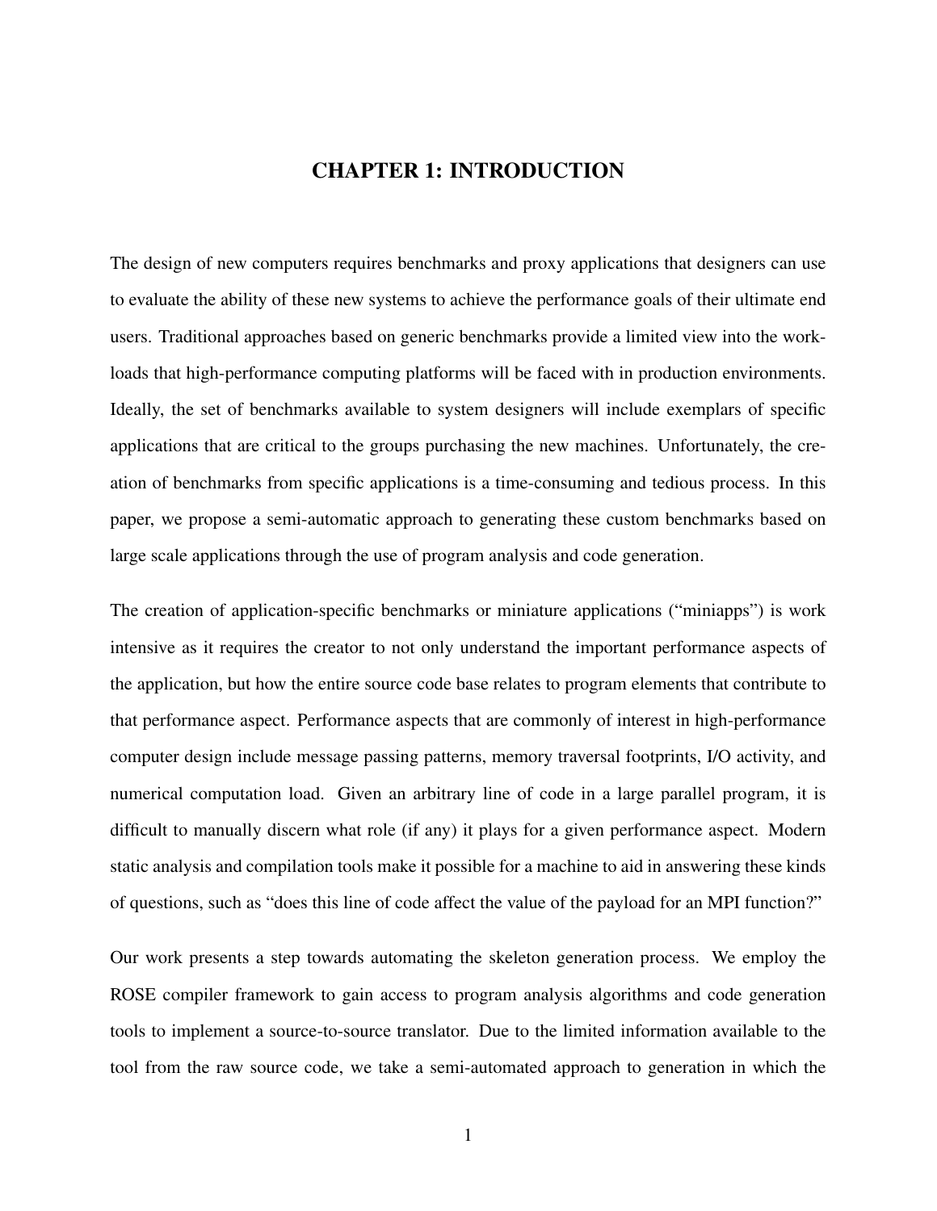# CHAPTER 1: INTRODUCTION

The design of new computers requires benchmarks and proxy applications that designers can use to evaluate the ability of these new systems to achieve the performance goals of their ultimate end users. Traditional approaches based on generic benchmarks provide a limited view into the workloads that high-performance computing platforms will be faced with in production environments. Ideally, the set of benchmarks available to system designers will include exemplars of specific applications that are critical to the groups purchasing the new machines. Unfortunately, the creation of benchmarks from specific applications is a time-consuming and tedious process. In this paper, we propose a semi-automatic approach to generating these custom benchmarks based on large scale applications through the use of program analysis and code generation.

The creation of application-specific benchmarks or miniature applications ("miniapps") is work intensive as it requires the creator to not only understand the important performance aspects of the application, but how the entire source code base relates to program elements that contribute to that performance aspect. Performance aspects that are commonly of interest in high-performance computer design include message passing patterns, memory traversal footprints, I/O activity, and numerical computation load. Given an arbitrary line of code in a large parallel program, it is difficult to manually discern what role (if any) it plays for a given performance aspect. Modern static analysis and compilation tools make it possible for a machine to aid in answering these kinds of questions, such as "does this line of code affect the value of the payload for an MPI function?"

Our work presents a step towards automating the skeleton generation process. We employ the ROSE compiler framework to gain access to program analysis algorithms and code generation tools to implement a source-to-source translator. Due to the limited information available to the tool from the raw source code, we take a semi-automated approach to generation in which the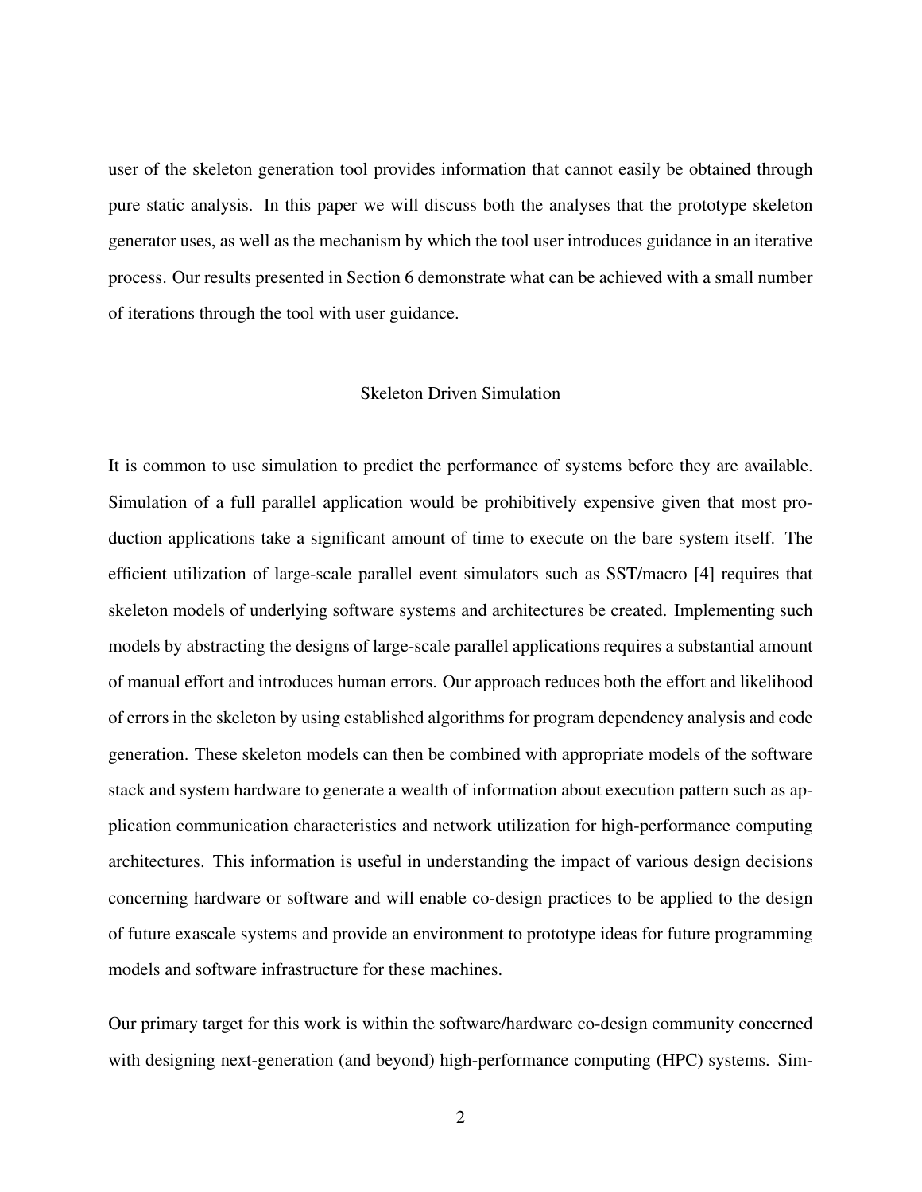user of the skeleton generation tool provides information that cannot easily be obtained through pure static analysis. In this paper we will discuss both the analyses that the prototype skeleton generator uses, as well as the mechanism by which the tool user introduces guidance in an iterative process. Our results presented in Section 6 demonstrate what can be achieved with a small number of iterations through the tool with user guidance.

## Skeleton Driven Simulation

It is common to use simulation to predict the performance of systems before they are available. Simulation of a full parallel application would be prohibitively expensive given that most production applications take a significant amount of time to execute on the bare system itself. The efficient utilization of large-scale parallel event simulators such as SST/macro [4] requires that skeleton models of underlying software systems and architectures be created. Implementing such models by abstracting the designs of large-scale parallel applications requires a substantial amount of manual effort and introduces human errors. Our approach reduces both the effort and likelihood of errors in the skeleton by using established algorithms for program dependency analysis and code generation. These skeleton models can then be combined with appropriate models of the software stack and system hardware to generate a wealth of information about execution pattern such as application communication characteristics and network utilization for high-performance computing architectures. This information is useful in understanding the impact of various design decisions concerning hardware or software and will enable co-design practices to be applied to the design of future exascale systems and provide an environment to prototype ideas for future programming models and software infrastructure for these machines.

Our primary target for this work is within the software/hardware co-design community concerned with designing next-generation (and beyond) high-performance computing (HPC) systems. Sim-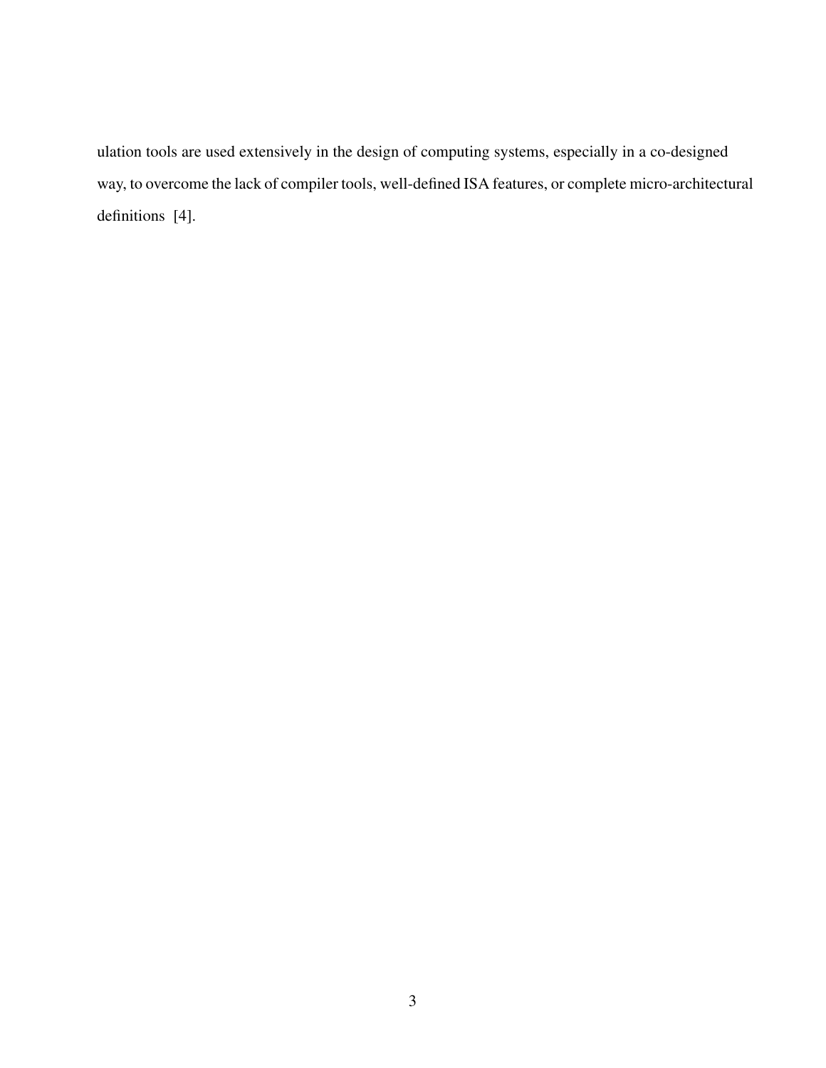ulation tools are used extensively in the design of computing systems, especially in a co-designed way, to overcome the lack of compiler tools, well-defined ISA features, or complete micro-architectural definitions [4].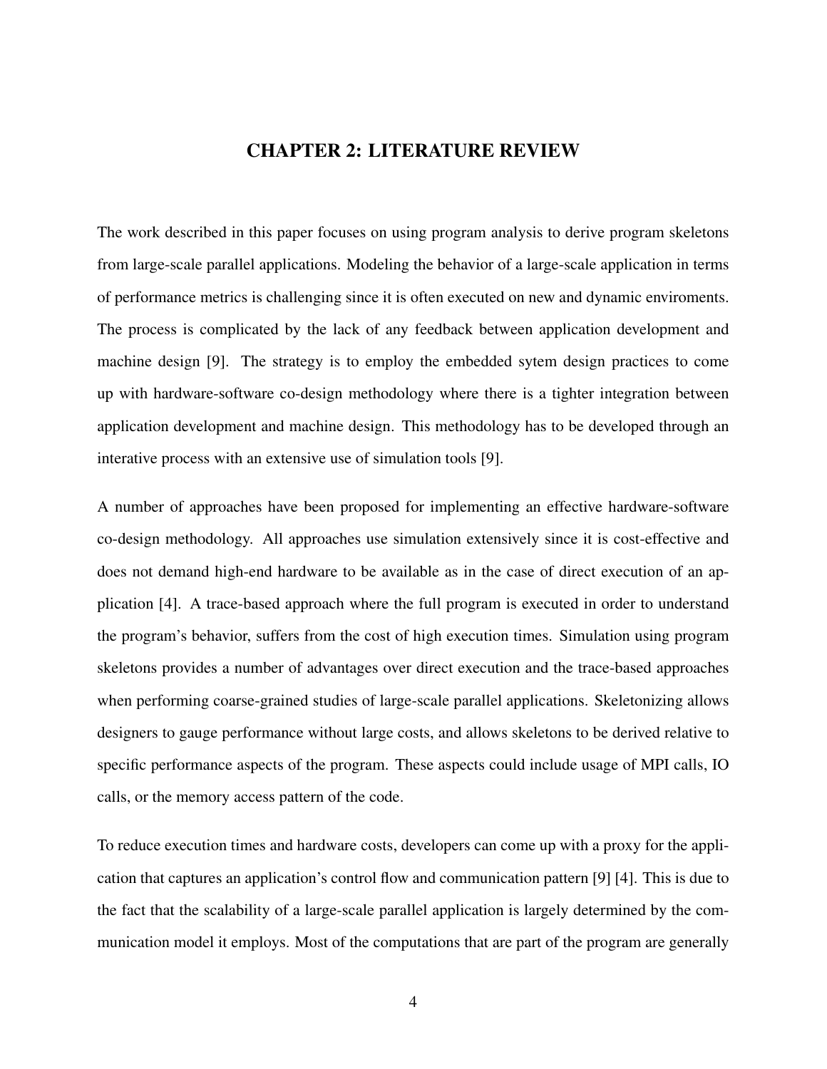# CHAPTER 2: LITERATURE REVIEW

The work described in this paper focuses on using program analysis to derive program skeletons from large-scale parallel applications. Modeling the behavior of a large-scale application in terms of performance metrics is challenging since it is often executed on new and dynamic enviroments. The process is complicated by the lack of any feedback between application development and machine design [9]. The strategy is to employ the embedded sytem design practices to come up with hardware-software co-design methodology where there is a tighter integration between application development and machine design. This methodology has to be developed through an interative process with an extensive use of simulation tools [9].

A number of approaches have been proposed for implementing an effective hardware-software co-design methodology. All approaches use simulation extensively since it is cost-effective and does not demand high-end hardware to be available as in the case of direct execution of an application [4]. A trace-based approach where the full program is executed in order to understand the program's behavior, suffers from the cost of high execution times. Simulation using program skeletons provides a number of advantages over direct execution and the trace-based approaches when performing coarse-grained studies of large-scale parallel applications. Skeletonizing allows designers to gauge performance without large costs, and allows skeletons to be derived relative to specific performance aspects of the program. These aspects could include usage of MPI calls, IO calls, or the memory access pattern of the code.

To reduce execution times and hardware costs, developers can come up with a proxy for the application that captures an application's control flow and communication pattern [9] [4]. This is due to the fact that the scalability of a large-scale parallel application is largely determined by the communication model it employs. Most of the computations that are part of the program are generally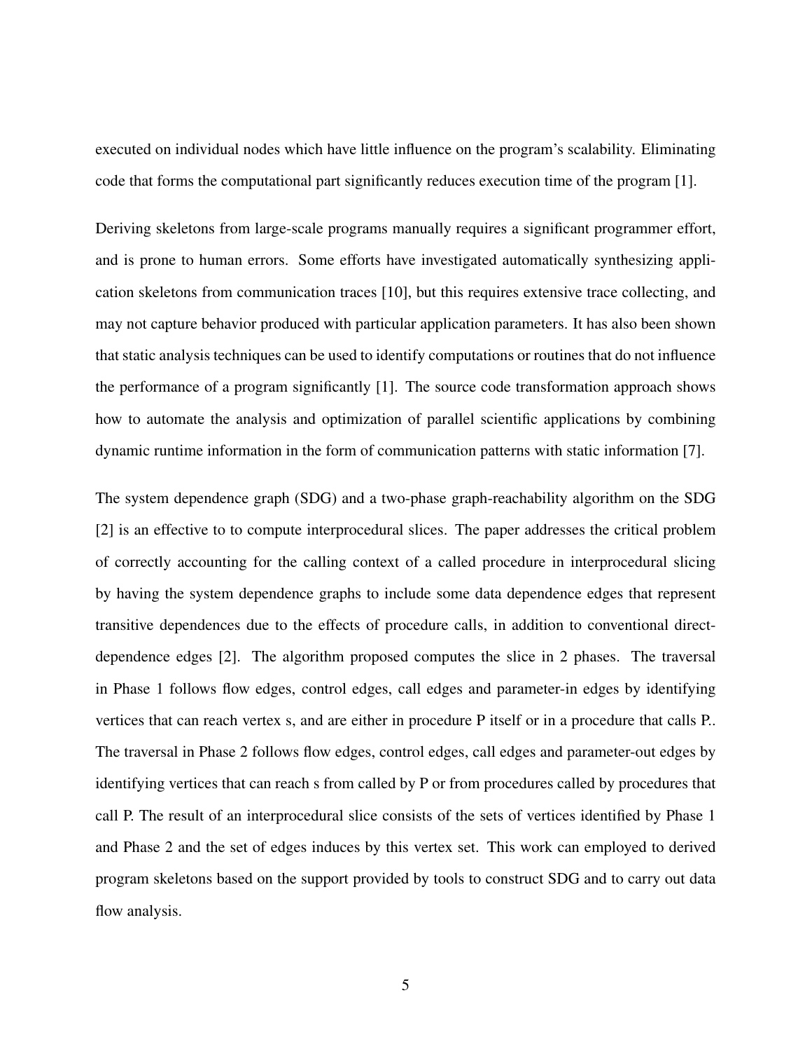executed on individual nodes which have little influence on the program's scalability. Eliminating code that forms the computational part significantly reduces execution time of the program [1].

Deriving skeletons from large-scale programs manually requires a significant programmer effort, and is prone to human errors. Some efforts have investigated automatically synthesizing application skeletons from communication traces [10], but this requires extensive trace collecting, and may not capture behavior produced with particular application parameters. It has also been shown that static analysis techniques can be used to identify computations or routines that do not influence the performance of a program significantly [1]. The source code transformation approach shows how to automate the analysis and optimization of parallel scientific applications by combining dynamic runtime information in the form of communication patterns with static information [7].

The system dependence graph (SDG) and a two-phase graph-reachability algorithm on the SDG [2] is an effective to to compute interprocedural slices. The paper addresses the critical problem of correctly accounting for the calling context of a called procedure in interprocedural slicing by having the system dependence graphs to include some data dependence edges that represent transitive dependences due to the effects of procedure calls, in addition to conventional direct-dependence edges [2]. The algorithm proposed computes the slice in 2 phases. The traversal in Phase 1 follows flow edges, control edges, call edges and parameter-in edges by identifying vertices that can reach vertex s, and are either in procedure P itself or in a procedure that calls P.. The traversal in Phase 2 follows flow edges, control edges, call edges and parameter-out edges by identifying vertices that can reach s from called by P or from procedures called by procedures that call P. The result of an interprocedural slice consists of the sets of vertices identified by Phase 1 and Phase 2 and the set of edges induces by this vertex set. This work can employed to derived program skeletons based on the support provided by tools to construct SDG and to carry out data flow analysis.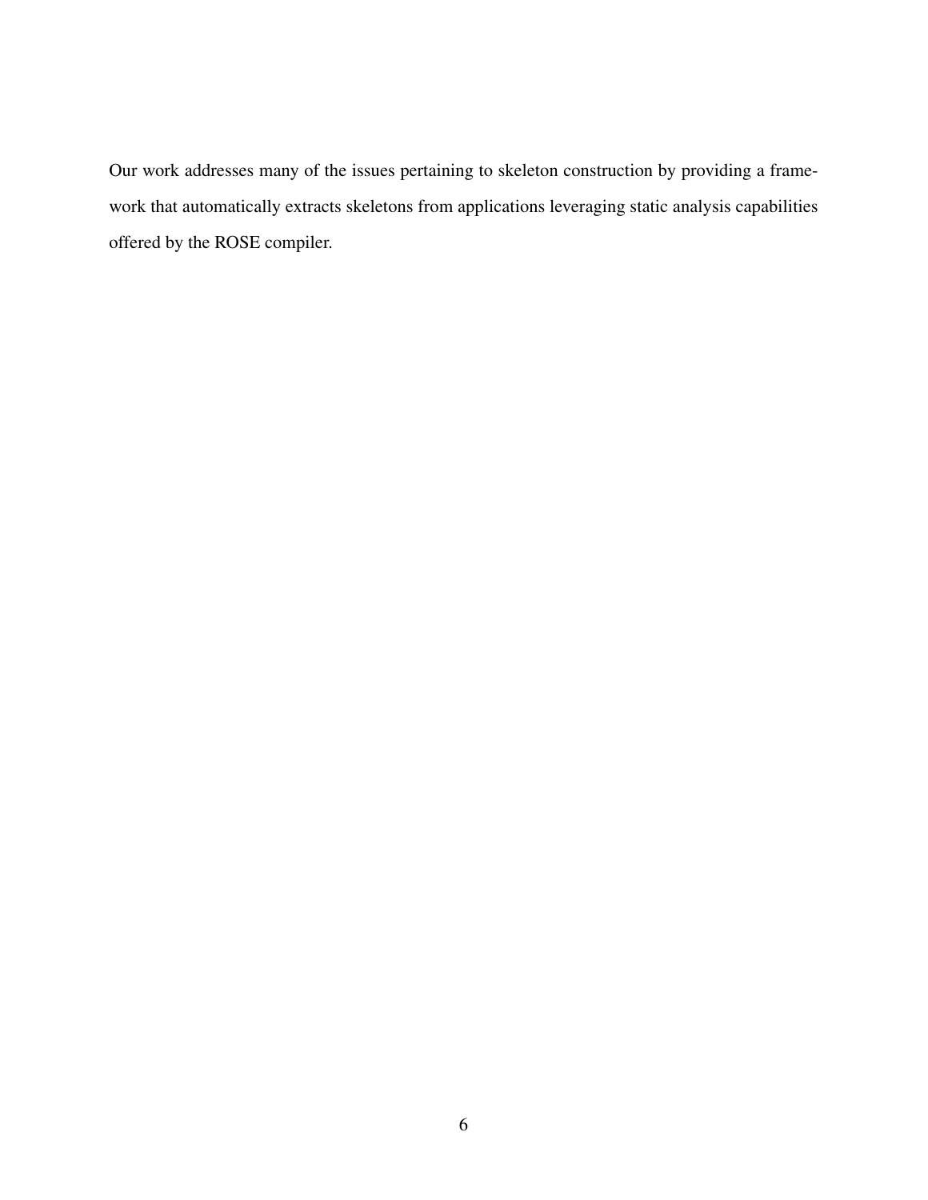Our work addresses many of the issues pertaining to skeleton construction by providing a framework that automatically extracts skeletons from applications leveraging static analysis capabilities offered by the ROSE compiler.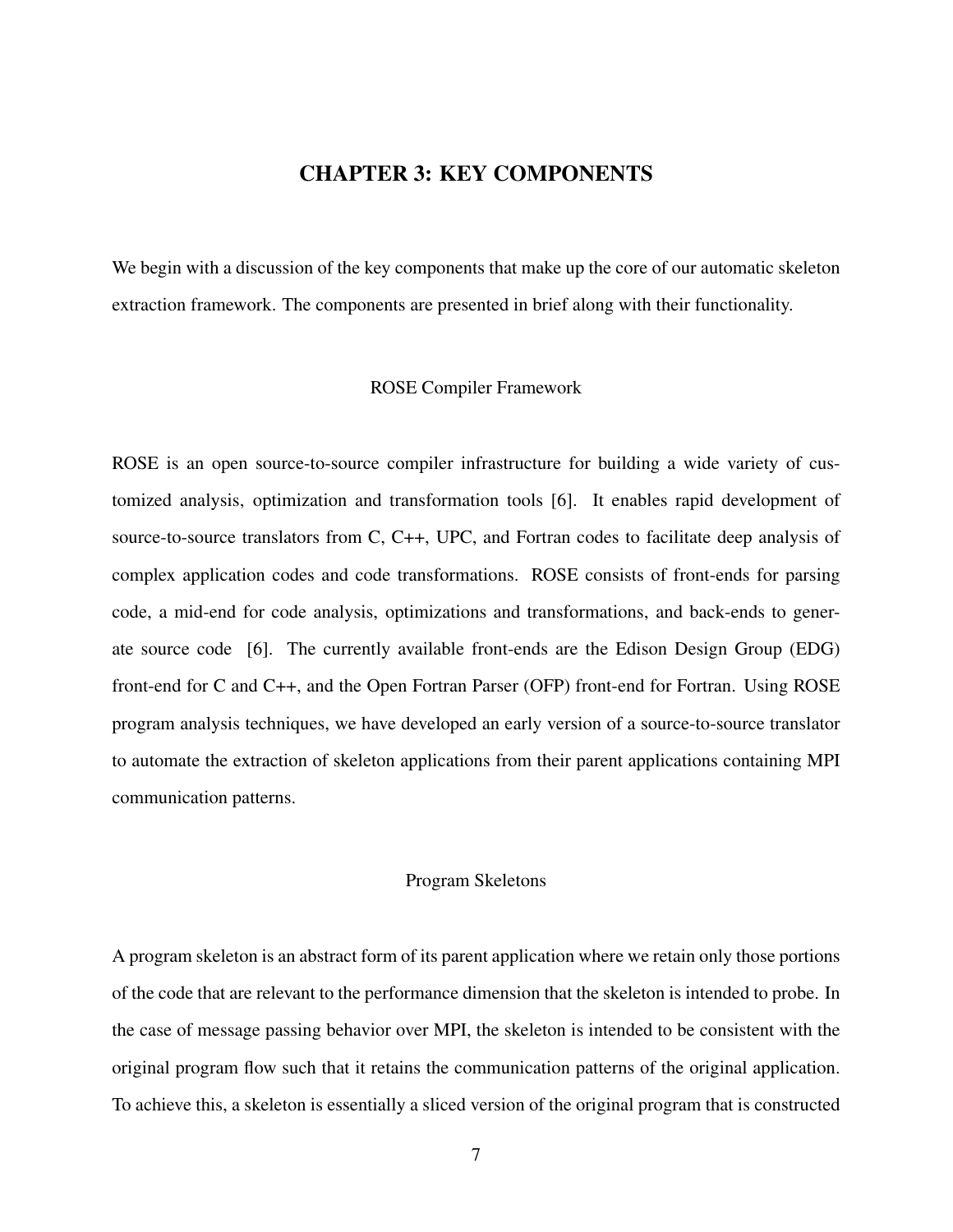# CHAPTER 3: KEY COMPONENTS

We begin with a discussion of the key components that make up the core of our automatic skeleton extraction framework. The components are presented in brief along with their functionality.

## ROSE Compiler Framework

ROSE is an open source-to-source compiler infrastructure for building a wide variety of customized analysis, optimization and transformation tools [6]. It enables rapid development of source-to-source translators from C, C++, UPC, and Fortran codes to facilitate deep analysis of complex application codes and code transformations. ROSE consists of front-ends for parsing code, a mid-end for code analysis, optimizations and transformations, and back-ends to generate source code [6]. The currently available front-ends are the Edison Design Group (EDG) front-end for C and C++, and the Open Fortran Parser (OFP) front-end for Fortran. Using ROSE program analysis techniques, we have developed an early version of a source-to-source translator to automate the extraction of skeleton applications from their parent applications containing MPI communication patterns.

## Program Skeletons

A program skeleton is an abstract form of its parent application where we retain only those portions of the code that are relevant to the performance dimension that the skeleton is intended to probe. In the case of message passing behavior over MPI, the skeleton is intended to be consistent with the original program flow such that it retains the communication patterns of the original application. To achieve this, a skeleton is essentially a sliced version of the original program that is constructed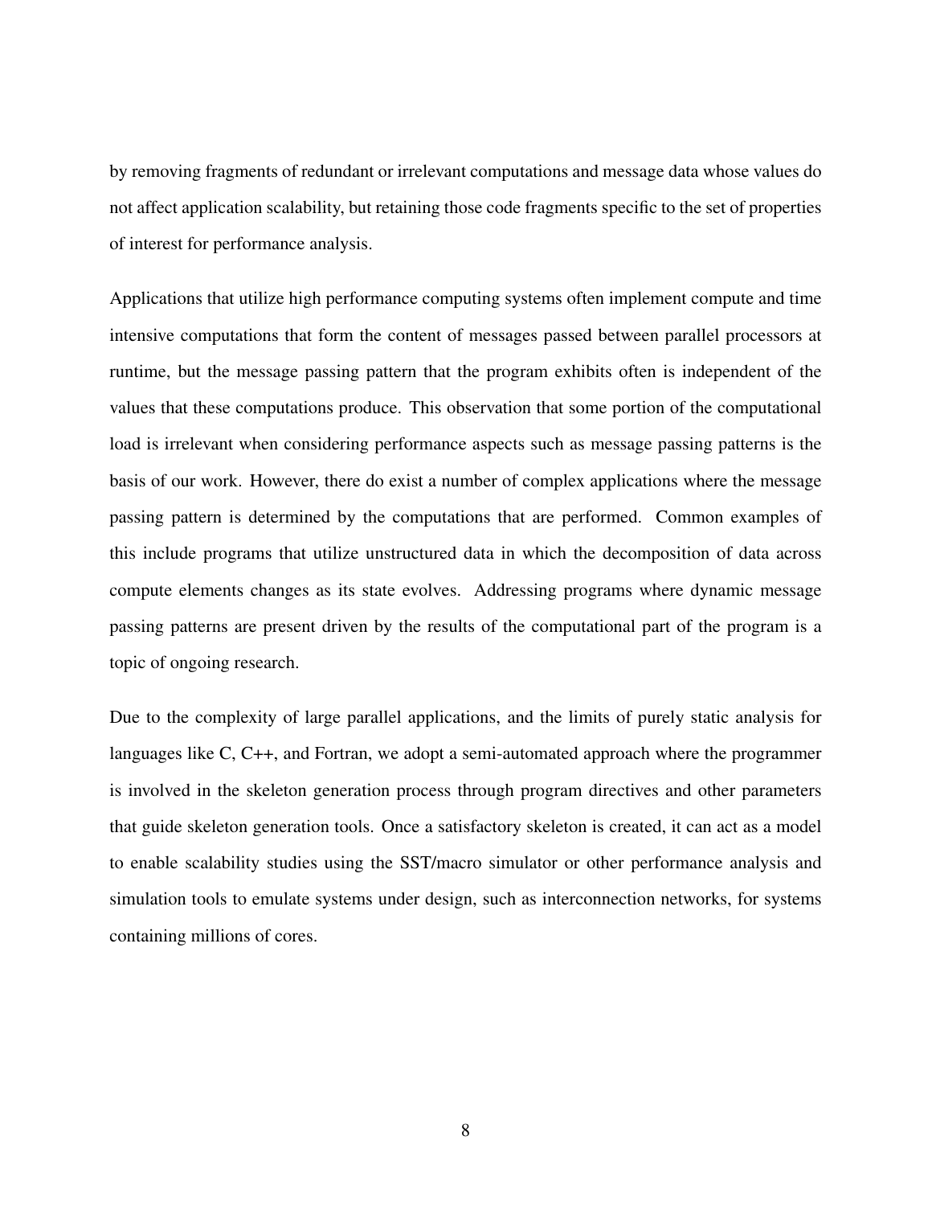by removing fragments of redundant or irrelevant computations and message data whose values do not affect application scalability, but retaining those code fragments specific to the set of properties of interest for performance analysis.

Applications that utilize high performance computing systems often implement compute and time intensive computations that form the content of messages passed between parallel processors at runtime, but the message passing pattern that the program exhibits often is independent of the values that these computations produce. This observation that some portion of the computational load is irrelevant when considering performance aspects such as message passing patterns is the basis of our work. However, there do exist a number of complex applications where the message passing pattern is determined by the computations that are performed. Common examples of this include programs that utilize unstructured data in which the decomposition of data across compute elements changes as its state evolves. Addressing programs where dynamic message passing patterns are present driven by the results of the computational part of the program is a topic of ongoing research.

Due to the complexity of large parallel applications, and the limits of purely static analysis for languages like C, C++, and Fortran, we adopt a semi-automated approach where the programmer is involved in the skeleton generation process through program directives and other parameters that guide skeleton generation tools. Once a satisfactory skeleton is created, it can act as a model to enable scalability studies using the SST/macro simulator or other performance analysis and simulation tools to emulate systems under design, such as interconnection networks, for systems containing millions of cores.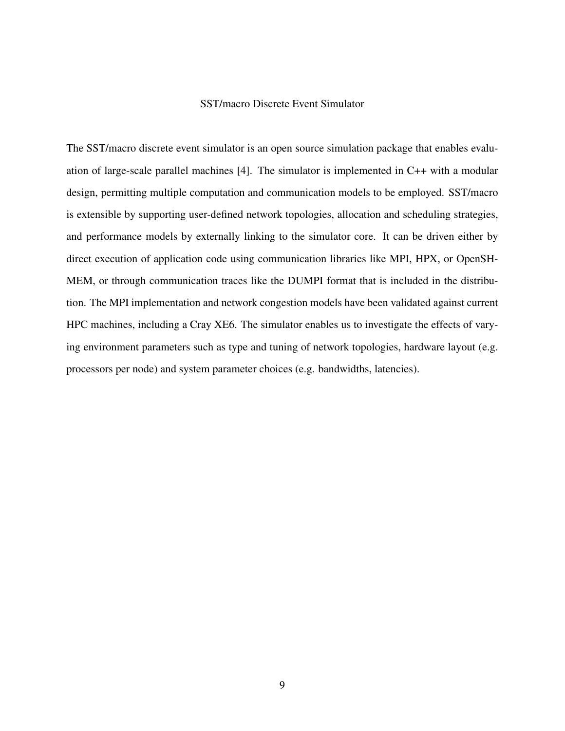## SST/macro Discrete Event Simulator

The SST/macro discrete event simulator is an open source simulation package that enables evaluation of large-scale parallel machines [4]. The simulator is implemented in C++ with a modular design, permitting multiple computation and communication models to be employed. SST/macro is extensible by supporting user-defined network topologies, allocation and scheduling strategies, and performance models by externally linking to the simulator core. It can be driven either by direct execution of application code using communication libraries like MPI, HPX, or OpenSHMEM, or through communication traces like the DUMPI format that is included in the distribution. The MPI implementation and network congestion models have been validated against current HPC machines, including a Cray XE6. The simulator enables us to investigate the effects of varying environment parameters such as type and tuning of network topologies, hardware layout (e.g. processors per node) and system parameter choices (e.g. bandwidths, latencies).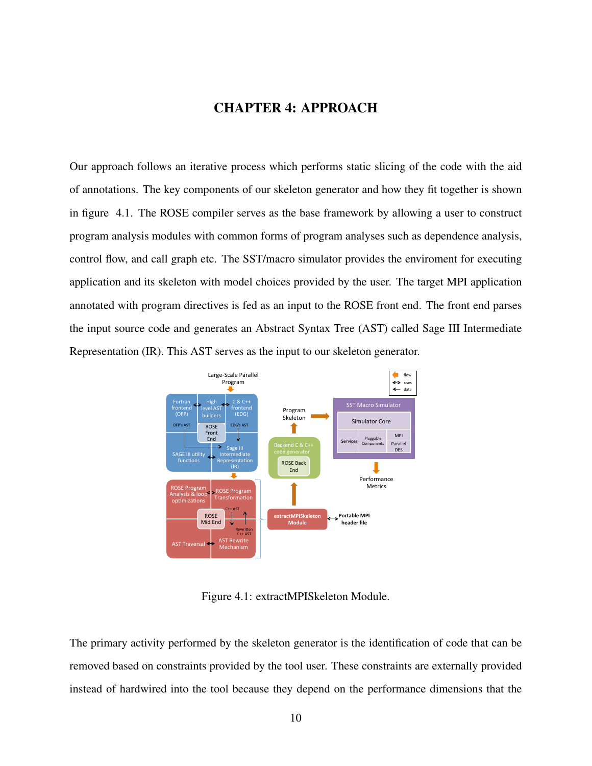# CHAPTER 4: APPROACH

Our approach follows an iterative process which performs static slicing of the code with the aid of annotations. The key components of our skeleton generator and how they fit together is shown in figure 4.1. The ROSE compiler serves as the base framework by allowing a user to construct program analysis modules with common forms of program analyses such as dependence analysis, control flow, and call graph etc. The SST/macro simulator provides the enviroment for executing application and its skeleton with model choices provided by the user. The target MPI application annotated with program directives is fed as an input to the ROSE front end. The front end parses the input source code and generates an Abstract Syntax Tree (AST) called Sage III Intermediate Representation (IR). This AST serves as the input to our skeleton generator.

Figure 4.1: extractMPISkeleton Module.

The primary activity performed by the skeleton generator is the identification of code that can be removed based on constraints provided by the tool user. These constraints are externally provided instead of hardwired into the tool because they depend on the performance dimensions that the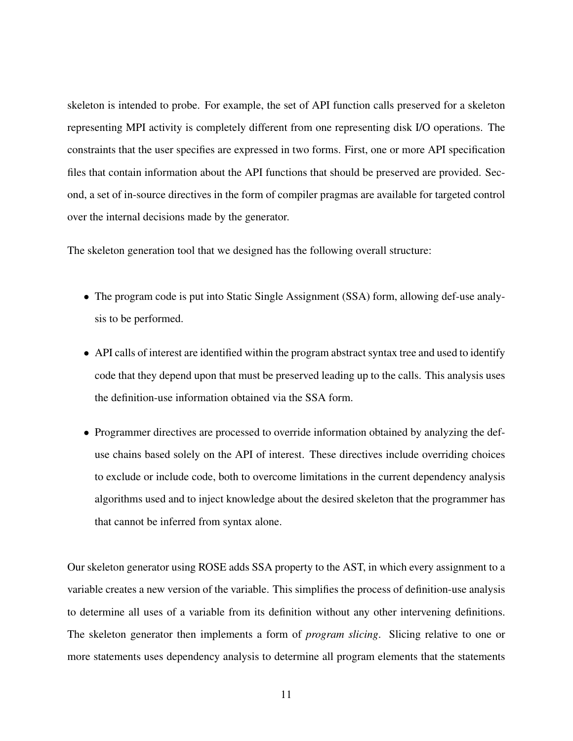skeleton is intended to probe. For example, the set of API function calls preserved for a skeleton representing MPI activity is completely different from one representing disk I/O operations. The constraints that the user specifies are expressed in two forms. First, one or more API specification files that contain information about the API functions that should be preserved are provided. Second, a set of in-source directives in the form of compiler pragmas are available for targeted control over the internal decisions made by the generator.

The skeleton generation tool that we designed has the following overall structure:

- The program code is put into Static Single Assignment (SSA) form, allowing def-use analysis to be performed.
- API calls of interest are identified within the program abstract syntax tree and used to identify code that they depend upon that must be preserved leading up to the calls. This analysis uses the definition-use information obtained via the SSA form.
- Programmer directives are processed to override information obtained by analyzing the def-use chains based solely on the API of interest. These directives include overriding choices to exclude or include code, both to overcome limitations in the current dependency analysis algorithms used and to inject knowledge about the desired skeleton that the programmer has that cannot be inferred from syntax alone.

Our skeleton generator using ROSE adds SSA property to the AST, in which every assignment to a variable creates a new version of the variable. This simplifies the process of definition-use analysis to determine all uses of a variable from its definition without any other intervening definitions. The skeleton generator then implements a form of *program slicing*. Slicing relative to one or more statements uses dependency analysis to determine all program elements that the statements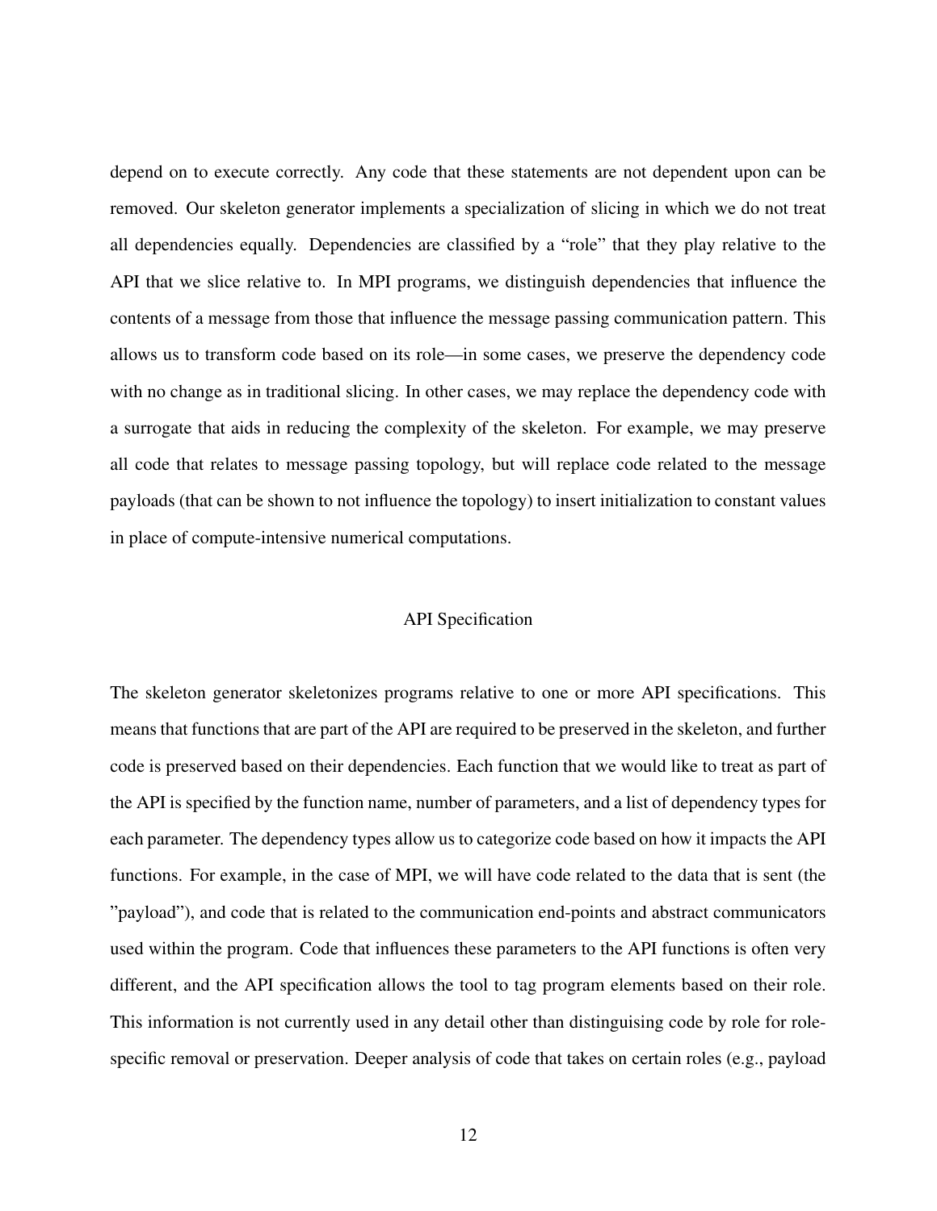depend on to execute correctly. Any code that these statements are not dependent upon can be removed. Our skeleton generator implements a specialization of slicing in which we do not treat all dependencies equally. Dependencies are classified by a "role" that they play relative to the API that we slice relative to. In MPI programs, we distinguish dependencies that influence the contents of a message from those that influence the message passing communication pattern. This allows us to transform code based on its role—in some cases, we preserve the dependency code with no change as in traditional slicing. In other cases, we may replace the dependency code with a surrogate that aids in reducing the complexity of the skeleton. For example, we may preserve all code that relates to message passing topology, but will replace code related to the message payloads (that can be shown to not influence the topology) to insert initialization to constant values in place of compute-intensive numerical computations.

### API Specification

The skeleton generator skeletonizes programs relative to one or more API specifications. This means that functions that are part of the API are required to be preserved in the skeleton, and further code is preserved based on their dependencies. Each function that we would like to treat as part of the API is specified by the function name, number of parameters, and a list of dependency types for each parameter. The dependency types allow us to categorize code based on how it impacts the API functions. For example, in the case of MPI, we will have code related to the data that is sent (the "payload"), and code that is related to the communication end-points and abstract communicators used within the program. Code that influences these parameters to the API functions is often very different, and the API specification allows the tool to tag program elements based on their role. This information is not currently used in any detail other than distinguising code by role for role-specific removal or preservation. Deeper analysis of code that takes on certain roles (e.g., payload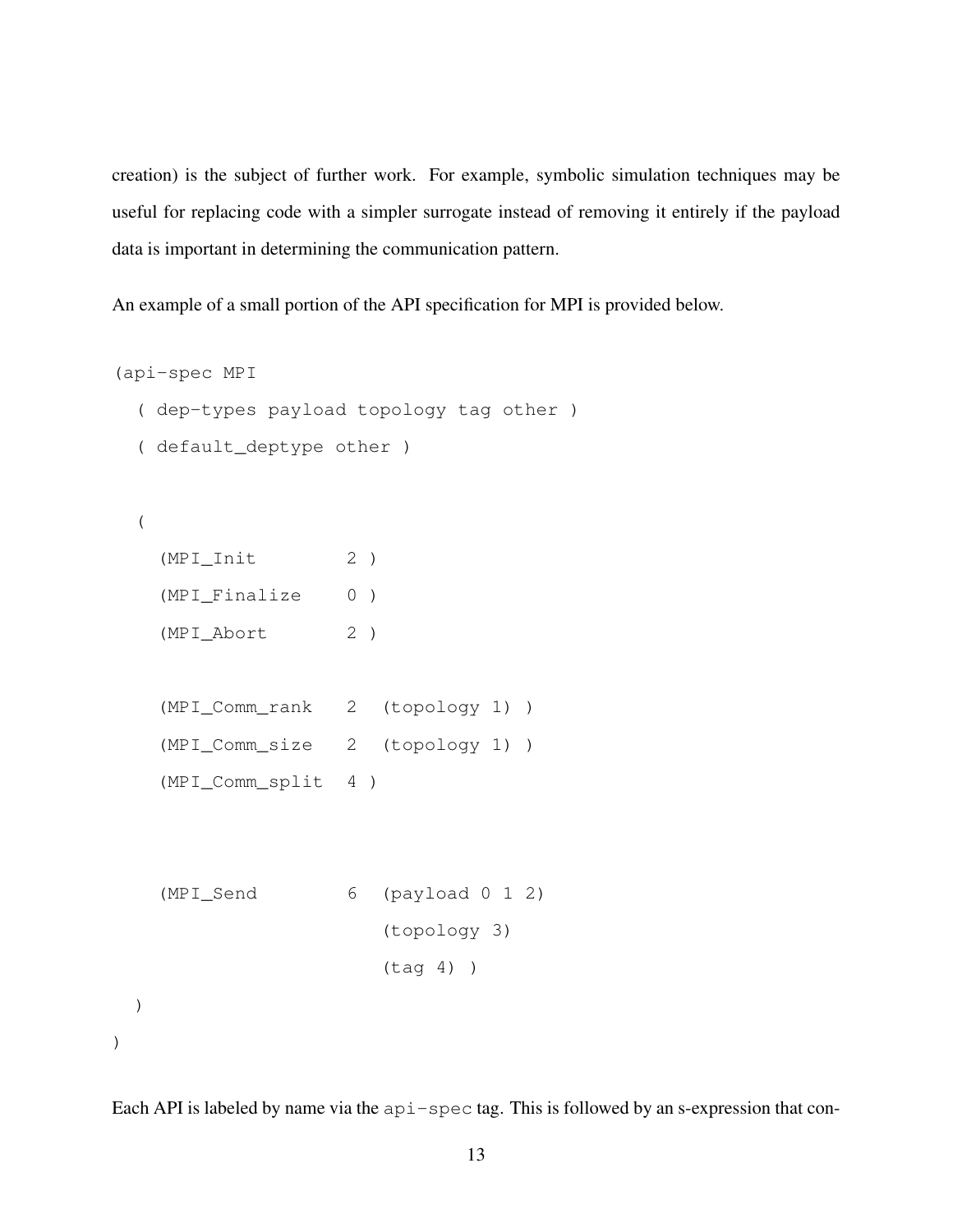creation) is the subject of further work. For example, symbolic simulation techniques may be useful for replacing code with a simpler surrogate instead of removing it entirely if the payload data is important in determining the communication pattern.

An example of a small portion of the API specification for MPI is provided below.

```
(api-spec MPI
  ( dep-types payload topology tag other )
  ( default_deptype other )

  (
    (MPI_Init        2 )
    (MPI_Finalize    0 )
    (MPI_Abort       2 )

    (MPI_Comm_rank   2  (topology 1) )
    (MPI_Comm_size   2  (topology 1) )
    (MPI_Comm_split  4 )


    (MPI_Send        6  (payload 0 1 2)
                        (topology 3)
                        (tag 4) )
  )
)
```

Each API is labeled by name via the `api-spec` tag. This is followed by an s-expression that con-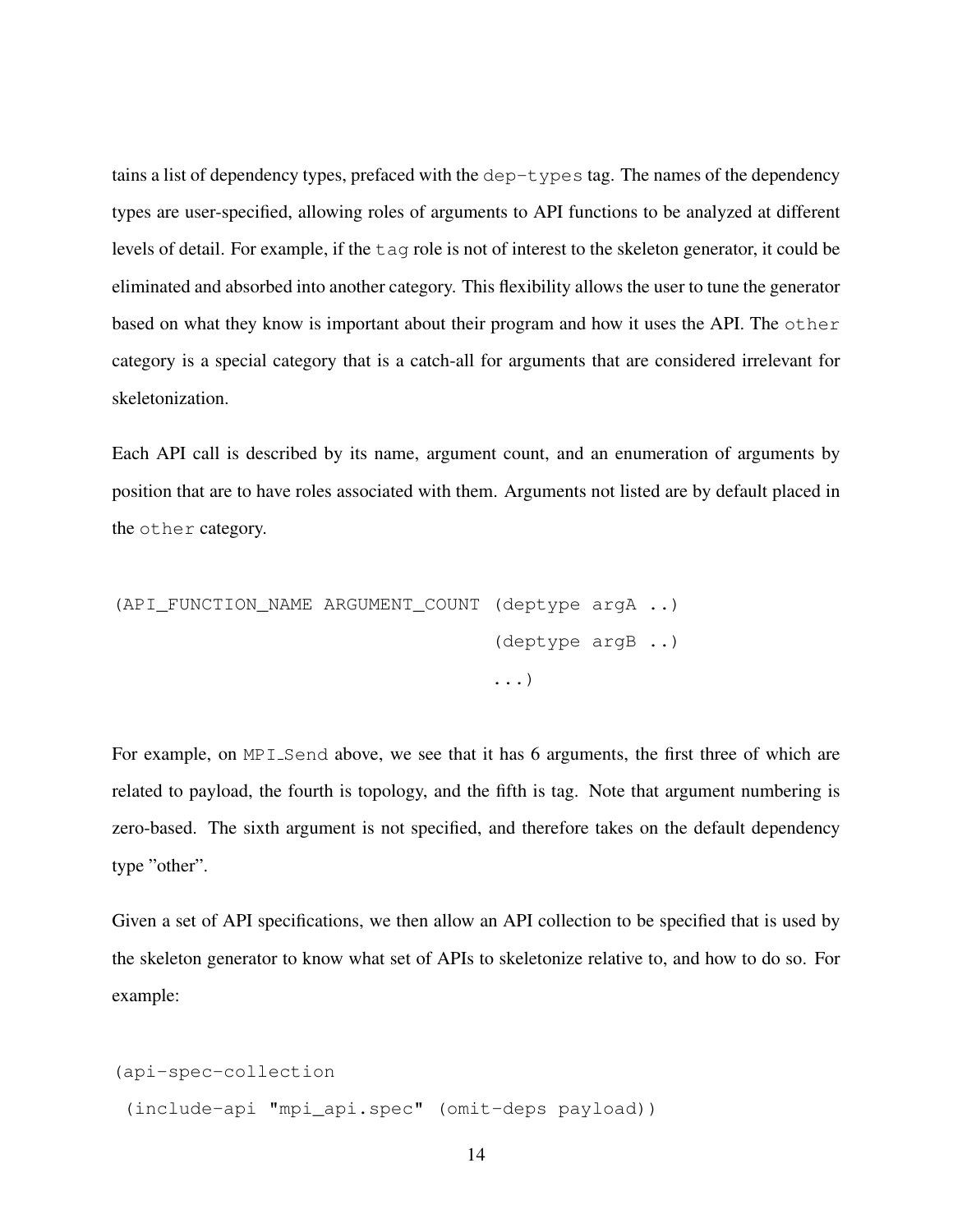tains a list of dependency types, prefaced with the `dep-types` tag. The names of the dependency types are user-specified, allowing roles of arguments to API functions to be analyzed at different levels of detail. For example, if the `tag` role is not of interest to the skeleton generator, it could be eliminated and absorbed into another category. This flexibility allows the user to tune the generator based on what they know is important about their program and how it uses the API. The `other` category is a special category that is a catch-all for arguments that are considered irrelevant for skeletonization.

Each API call is described by its name, argument count, and an enumeration of arguments by position that are to have roles associated with them. Arguments not listed are by default placed in the `other` category.

```
(API_FUNCTION_NAME ARGUMENT_COUNT (deptype argA ..)
                                  (deptype argB ..)
                                  ...)
```

For example, on `MPI_Send` above, we see that it has 6 arguments, the first three of which are related to payload, the fourth is topology, and the fifth is tag. Note that argument numbering is zero-based. The sixth argument is not specified, and therefore takes on the default dependency type "other".

Given a set of API specifications, we then allow an API collection to be specified that is used by the skeleton generator to know what set of APIs to skeletonize relative to, and how to do so. For example:

```
(api-spec-collection
 (include-api "mpi_api.spec" (omit-deps payload))
```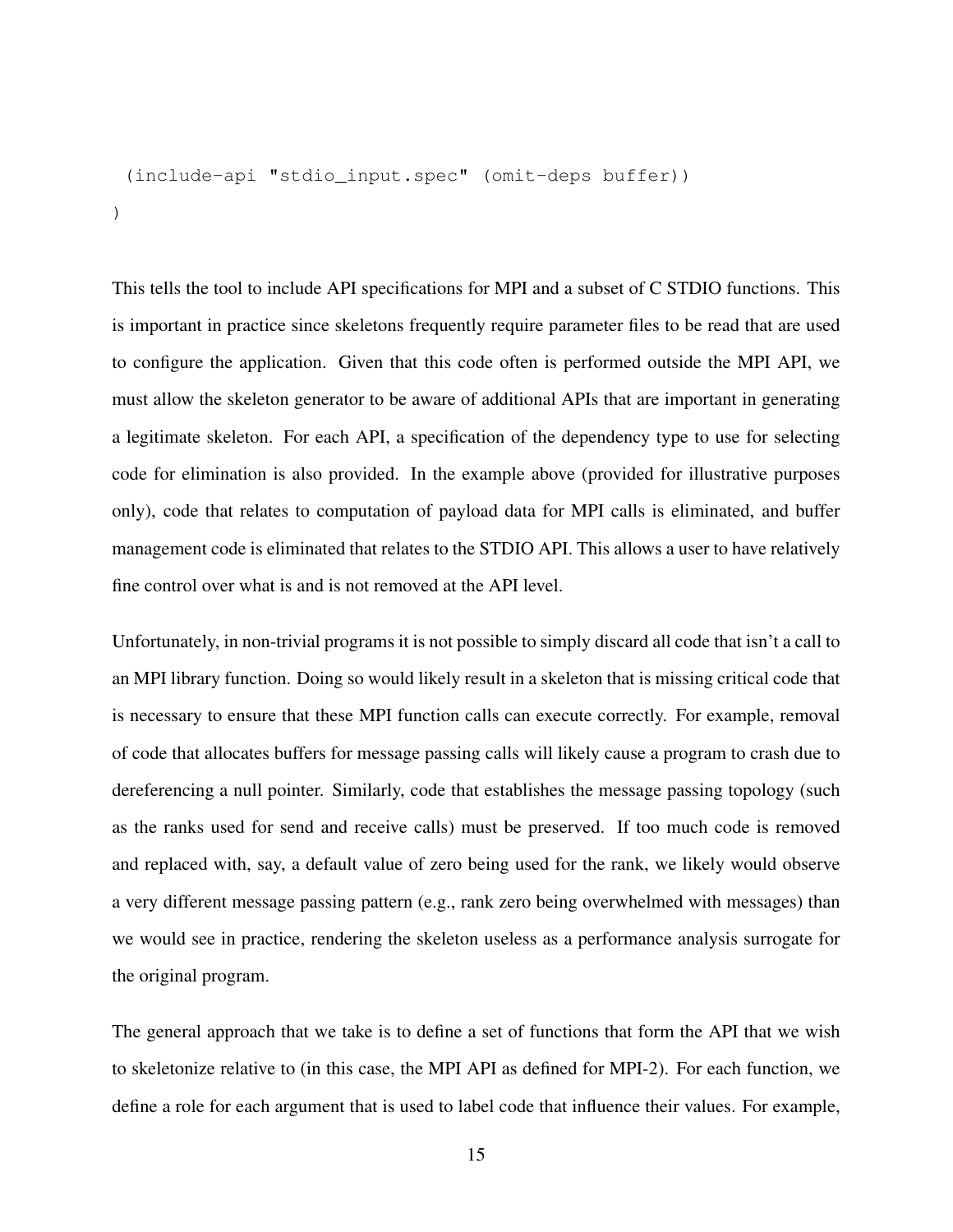```
  (include-api "stdio_input.spec" (omit-deps buffer))
)
```

This tells the tool to include API specifications for MPI and a subset of C STDIO functions. This is important in practice since skeletons frequently require parameter files to be read that are used to configure the application. Given that this code often is performed outside the MPI API, we must allow the skeleton generator to be aware of additional APIs that are important in generating a legitimate skeleton. For each API, a specification of the dependency type to use for selecting code for elimination is also provided. In the example above (provided for illustrative purposes only), code that relates to computation of payload data for MPI calls is eliminated, and buffer management code is eliminated that relates to the STDIO API. This allows a user to have relatively fine control over what is and is not removed at the API level.

Unfortunately, in non-trivial programs it is not possible to simply discard all code that isn't a call to an MPI library function. Doing so would likely result in a skeleton that is missing critical code that is necessary to ensure that these MPI function calls can execute correctly. For example, removal of code that allocates buffers for message passing calls will likely cause a program to crash due to dereferencing a null pointer. Similarly, code that establishes the message passing topology (such as the ranks used for send and receive calls) must be preserved. If too much code is removed and replaced with, say, a default value of zero being used for the rank, we likely would observe a very different message passing pattern (e.g., rank zero being overwhelmed with messages) than we would see in practice, rendering the skeleton useless as a performance analysis surrogate for the original program.

The general approach that we take is to define a set of functions that form the API that we wish to skeletonize relative to (in this case, the MPI API as defined for MPI-2). For each function, we define a role for each argument that is used to label code that influence their values. For example,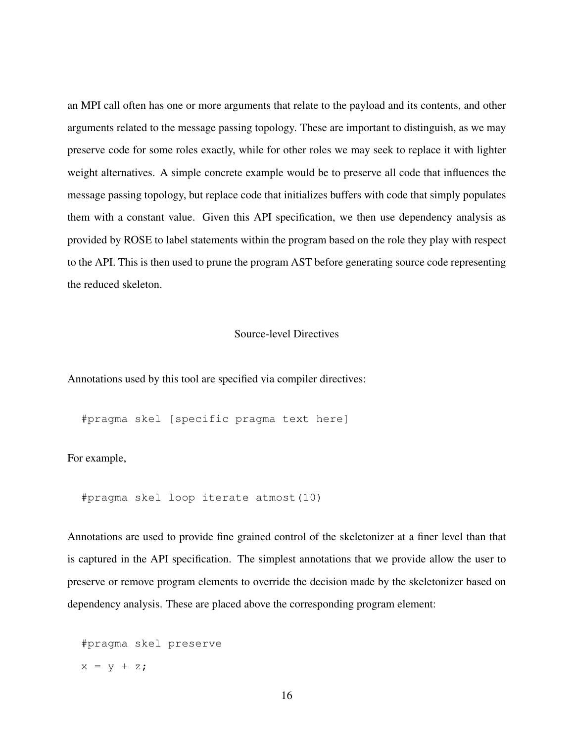an MPI call often has one or more arguments that relate to the payload and its contents, and other arguments related to the message passing topology. These are important to distinguish, as we may preserve code for some roles exactly, while for other roles we may seek to replace it with lighter weight alternatives. A simple concrete example would be to preserve all code that influences the message passing topology, but replace code that initializes buffers with code that simply populates them with a constant value. Given this API specification, we then use dependency analysis as provided by ROSE to label statements within the program based on the role they play with respect to the API. This is then used to prune the program AST before generating source code representing the reduced skeleton.

### Source-level Directives

Annotations used by this tool are specified via compiler directives:

```
#pragma skel [specific pragma text here]
```

For example,

```
#pragma skel loop iterate atmost(10)
```

Annotations are used to provide fine grained control of the skeletonizer at a finer level than that is captured in the API specification. The simplest annotations that we provide allow the user to preserve or remove program elements to override the decision made by the skeletonizer based on dependency analysis. These are placed above the corresponding program element:

```
#pragma skel preserve
x = y + z;
```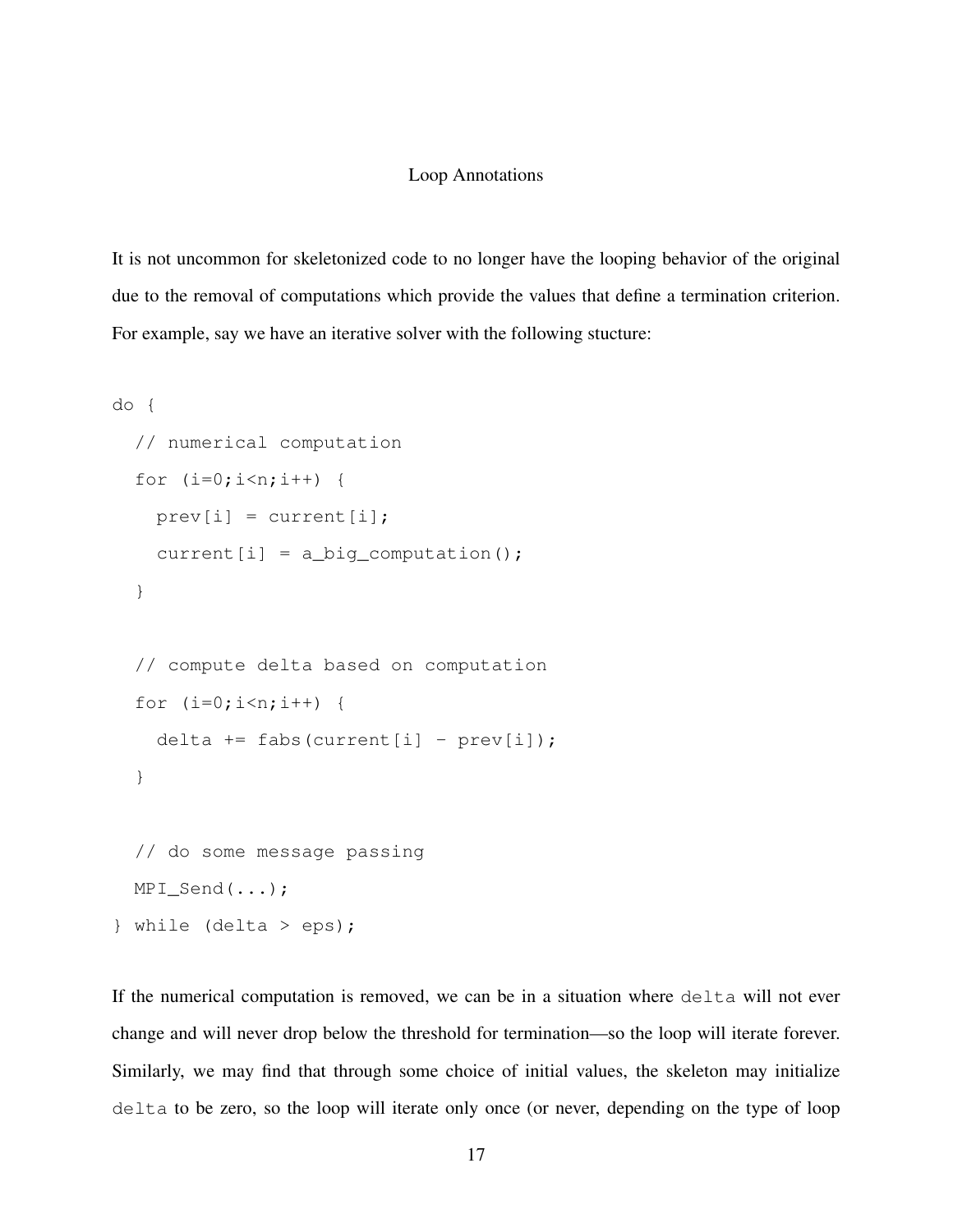## Loop Annotations

It is not uncommon for skeletonized code to no longer have the looping behavior of the original due to the removal of computations which provide the values that define a termination criterion. For example, say we have an iterative solver with the following stucture:

```
do {
  // numerical computation
  for (i=0;i<n;i++) {
    prev[i] = current[i];
    current[i] = a_big_computation();
  }

  // compute delta based on computation
  for (i=0;i<n;i++) {
    delta += fabs(current[i] - prev[i]);
  }

  // do some message passing
  MPI_Send(...);
} while (delta > eps);
```

If the numerical computation is removed, we can be in a situation where `delta` will not ever change and will never drop below the threshold for termination—so the loop will iterate forever. Similarly, we may find that through some choice of initial values, the skeleton may initialize `delta` to be zero, so the loop will iterate only once (or never, depending on the type of loop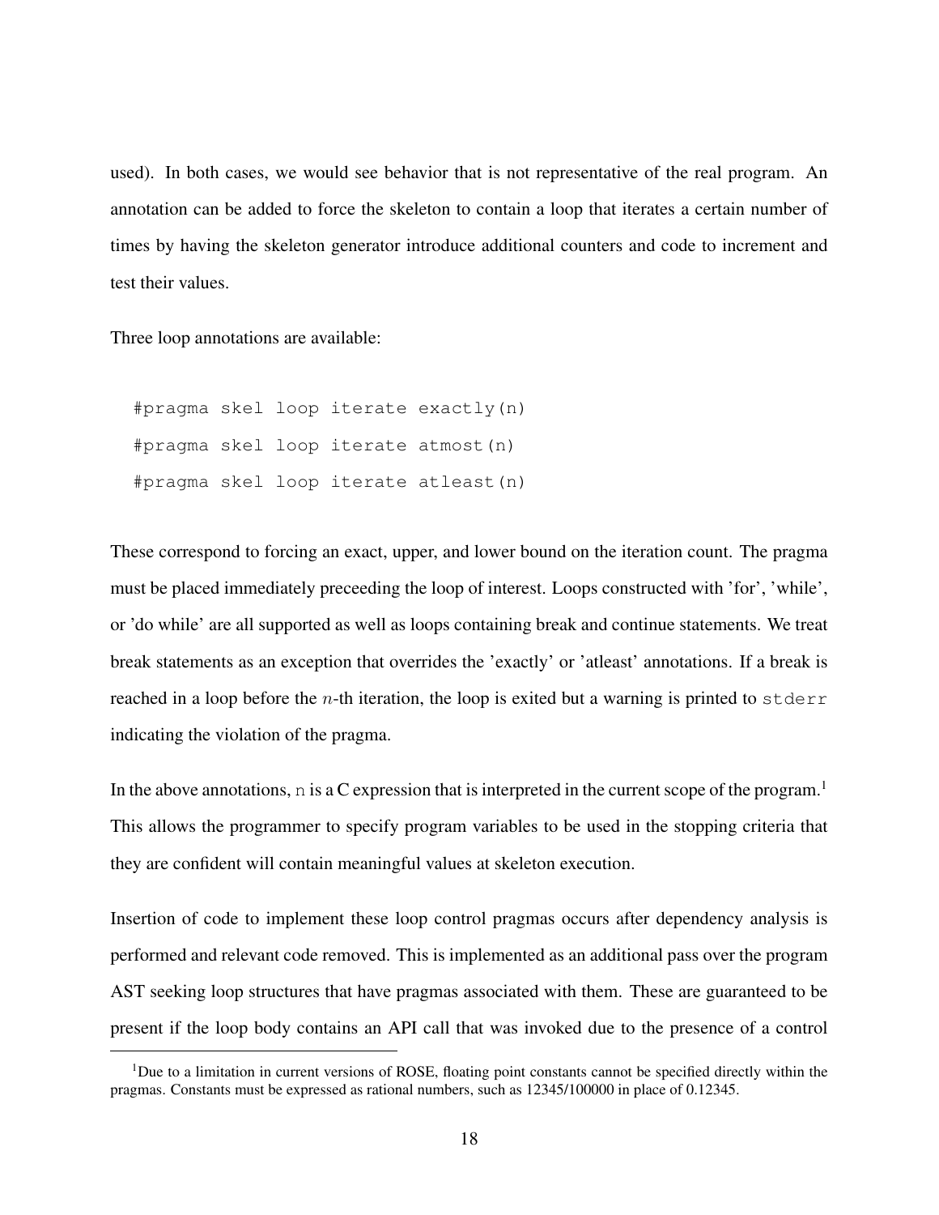used). In both cases, we would see behavior that is not representative of the real program. An annotation can be added to force the skeleton to contain a loop that iterates a certain number of times by having the skeleton generator introduce additional counters and code to increment and test their values.

Three loop annotations are available:

```
#pragma skel loop iterate exactly(n)
#pragma skel loop iterate atmost(n)
#pragma skel loop iterate atleast(n)
```

These correspond to forcing an exact, upper, and lower bound on the iteration count. The pragma must be placed immediately preceeding the loop of interest. Loops constructed with 'for', 'while', or 'do while' are all supported as well as loops containing break and continue statements. We treat break statements as an exception that overrides the 'exactly' or 'atleast' annotations. If a break is reached in a loop before the $n$-th iteration, the loop is exited but a warning is printed to `stderr` indicating the violation of the pragma.

In the above annotations, `n` is a C expression that is interpreted in the current scope of the program.[1] This allows the programmer to specify program variables to be used in the stopping criteria that they are confident will contain meaningful values at skeleton execution.

Insertion of code to implement these loop control pragmas occurs after dependency analysis is performed and relevant code removed. This is implemented as an additional pass over the program AST seeking loop structures that have pragmas associated with them. These are guaranteed to be present if the loop body contains an API call that was invoked due to the presence of a control

[1] Due to a limitation in current versions of ROSE, floating point constants cannot be specified directly within the pragmas. Constants must be expressed as rational numbers, such as 12345/100000 in place of 0.12345.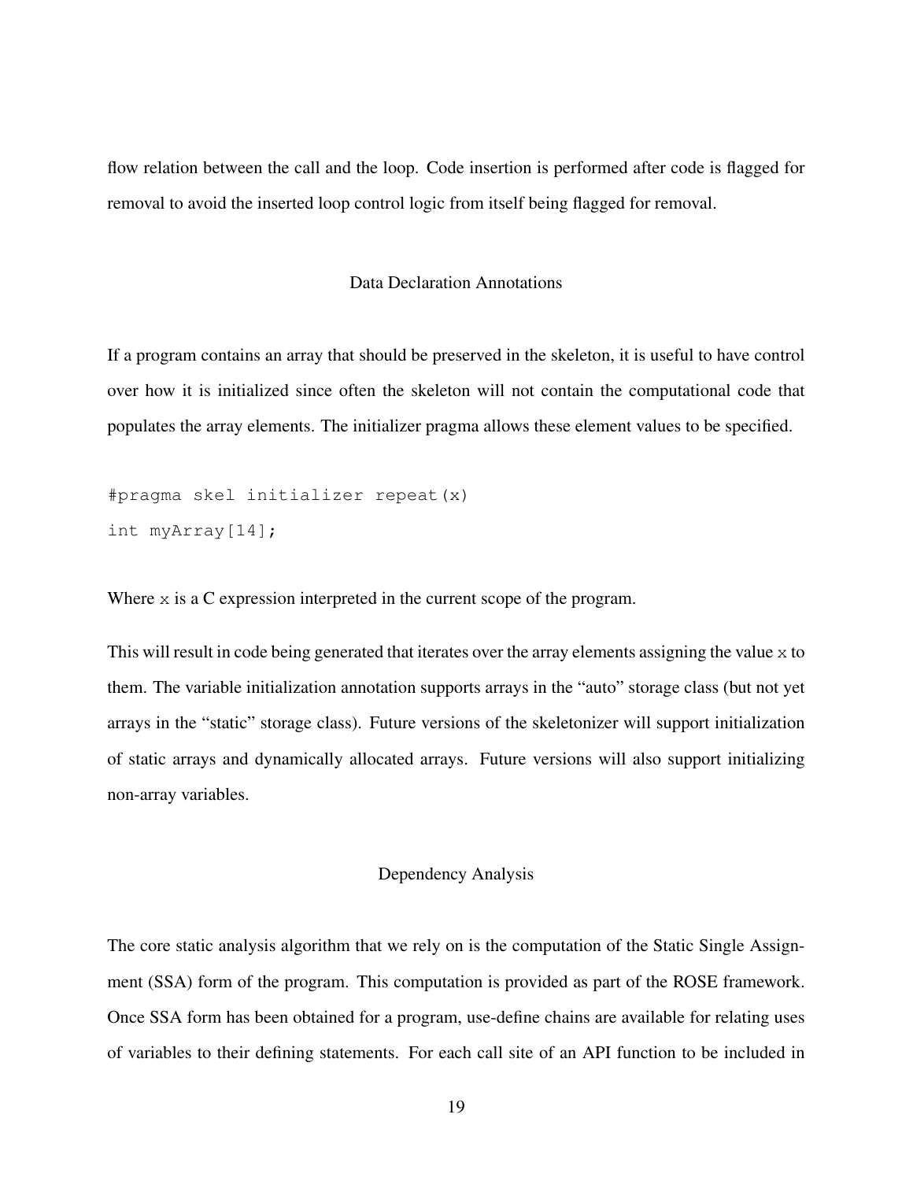flow relation between the call and the loop. Code insertion is performed after code is flagged for removal to avoid the inserted loop control logic from itself being flagged for removal.

### Data Declaration Annotations

If a program contains an array that should be preserved in the skeleton, it is useful to have control over how it is initialized since often the skeleton will not contain the computational code that populates the array elements. The initializer pragma allows these element values to be specified.

```
#pragma skel initializer repeat(x)
int myArray[14];
```

Where `x` is a C expression interpreted in the current scope of the program.

This will result in code being generated that iterates over the array elements assigning the value `x` to them. The variable initialization annotation supports arrays in the "auto" storage class (but not yet arrays in the "static" storage class). Future versions of the skeletonizer will support initialization of static arrays and dynamically allocated arrays. Future versions will also support initializing non-array variables.

### Dependency Analysis

The core static analysis algorithm that we rely on is the computation of the Static Single Assignment (SSA) form of the program. This computation is provided as part of the ROSE framework. Once SSA form has been obtained for a program, use-define chains are available for relating uses of variables to their defining statements. For each call site of an API function to be included in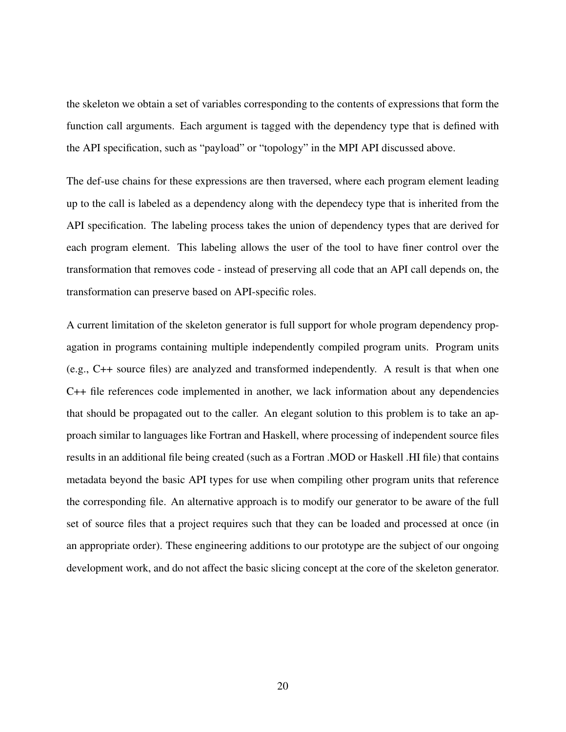the skeleton we obtain a set of variables corresponding to the contents of expressions that form the function call arguments. Each argument is tagged with the dependency type that is defined with the API specification, such as "payload" or "topology" in the MPI API discussed above.

The def-use chains for these expressions are then traversed, where each program element leading up to the call is labeled as a dependency along with the dependecy type that is inherited from the API specification. The labeling process takes the union of dependency types that are derived for each program element. This labeling allows the user of the tool to have finer control over the transformation that removes code - instead of preserving all code that an API call depends on, the transformation can preserve based on API-specific roles.

A current limitation of the skeleton generator is full support for whole program dependency propagation in programs containing multiple independently compiled program units. Program units (e.g., C++ source files) are analyzed and transformed independently. A result is that when one C++ file references code implemented in another, we lack information about any dependencies that should be propagated out to the caller. An elegant solution to this problem is to take an approach similar to languages like Fortran and Haskell, where processing of independent source files results in an additional file being created (such as a Fortran .MOD or Haskell .HI file) that contains metadata beyond the basic API types for use when compiling other program units that reference the corresponding file. An alternative approach is to modify our generator to be aware of the full set of source files that a project requires such that they can be loaded and processed at once (in an appropriate order). These engineering additions to our prototype are the subject of our ongoing development work, and do not affect the basic slicing concept at the core of the skeleton generator.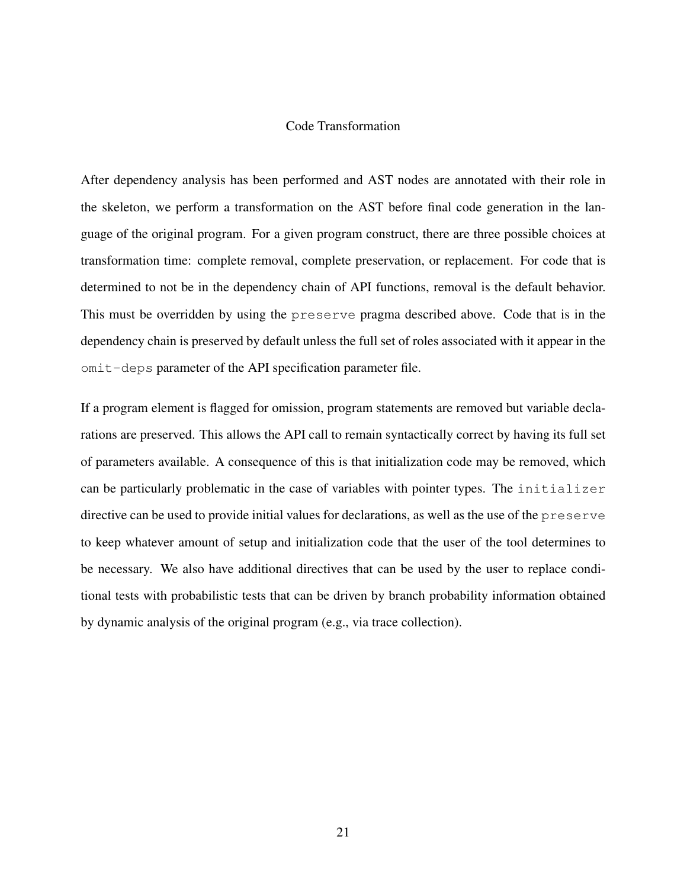### Code Transformation

After dependency analysis has been performed and AST nodes are annotated with their role in the skeleton, we perform a transformation on the AST before final code generation in the language of the original program. For a given program construct, there are three possible choices at transformation time: complete removal, complete preservation, or replacement. For code that is determined to not be in the dependency chain of API functions, removal is the default behavior. This must be overridden by using the `preserve` pragma described above. Code that is in the dependency chain is preserved by default unless the full set of roles associated with it appear in the `omit-deps` parameter of the API specification parameter file.

If a program element is flagged for omission, program statements are removed but variable declarations are preserved. This allows the API call to remain syntactically correct by having its full set of parameters available. A consequence of this is that initialization code may be removed, which can be particularly problematic in the case of variables with pointer types. The `initializer` directive can be used to provide initial values for declarations, as well as the use of the `preserve` to keep whatever amount of setup and initialization code that the user of the tool determines to be necessary. We also have additional directives that can be used by the user to replace conditional tests with probabilistic tests that can be driven by branch probability information obtained by dynamic analysis of the original program (e.g., via trace collection).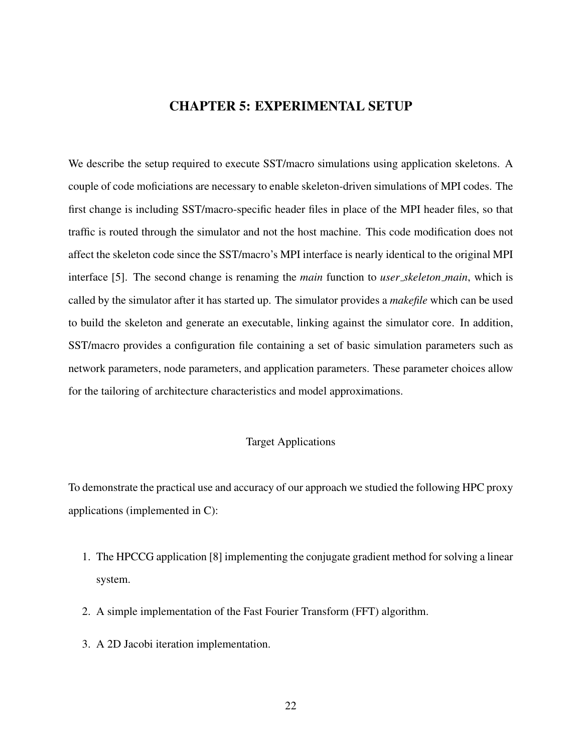# CHAPTER 5: EXPERIMENTAL SETUP

We describe the setup required to execute SST/macro simulations using application skeletons. A couple of code moficiations are necessary to enable skeleton-driven simulations of MPI codes. The first change is including SST/macro-specific header files in place of the MPI header files, so that traffic is routed through the simulator and not the host machine. This code modification does not affect the skeleton code since the SST/macro's MPI interface is nearly identical to the original MPI interface [5]. The second change is renaming the *main* function to *user_skeleton_main*, which is called by the simulator after it has started up. The simulator provides a *makefile* which can be used to build the skeleton and generate an executable, linking against the simulator core. In addition, SST/macro provides a configuration file containing a set of basic simulation parameters such as network parameters, node parameters, and application parameters. These parameter choices allow for the tailoring of architecture characteristics and model approximations.

## Target Applications

To demonstrate the practical use and accuracy of our approach we studied the following HPC proxy applications (implemented in C):

1. The HPCCG application [8] implementing the conjugate gradient method for solving a linear system.
2. A simple implementation of the Fast Fourier Transform (FFT) algorithm.
3. A 2D Jacobi iteration implementation.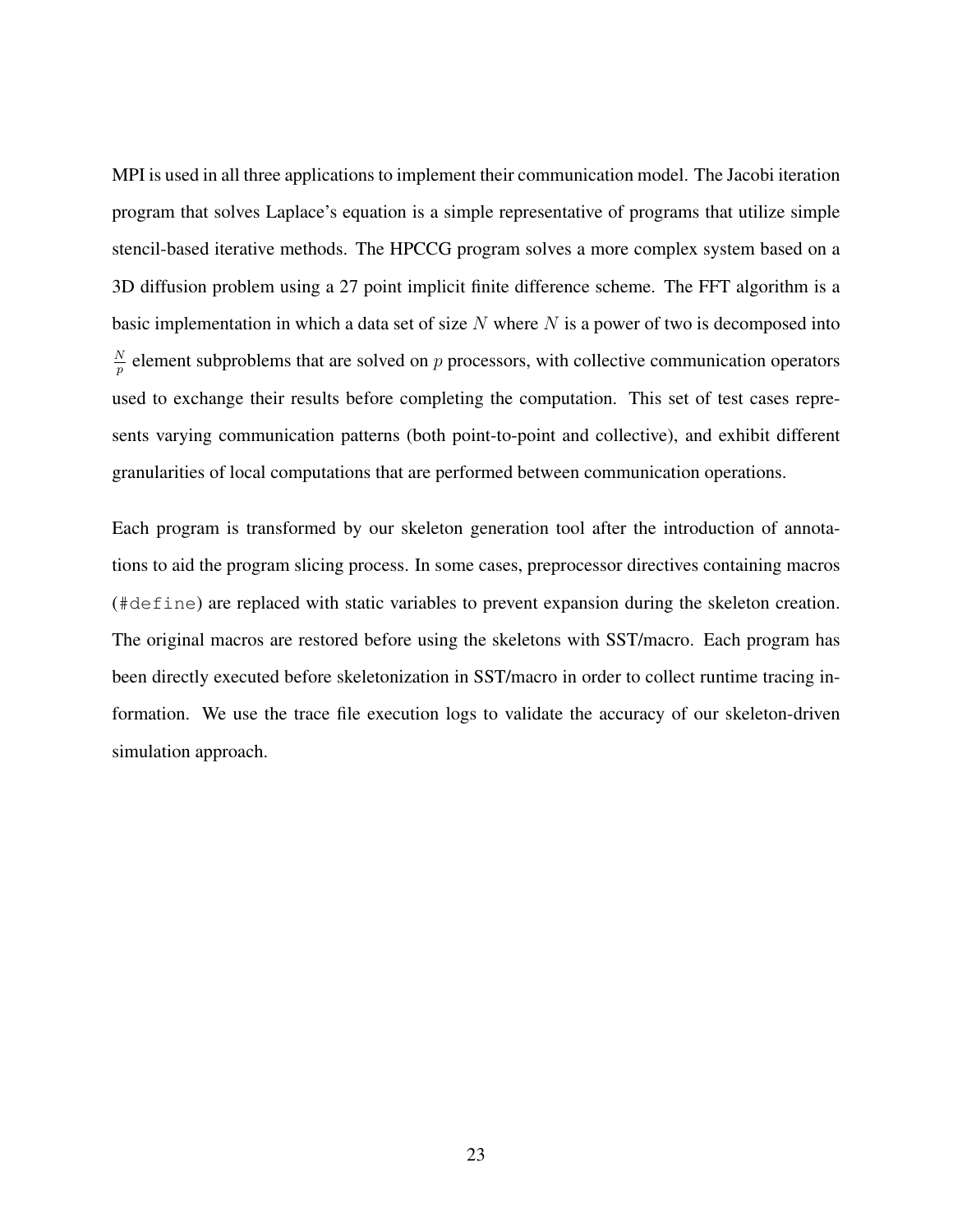MPI is used in all three applications to implement their communication model. The Jacobi iteration program that solves Laplace's equation is a simple representative of programs that utilize simple stencil-based iterative methods. The HPCCG program solves a more complex system based on a 3D diffusion problem using a 27 point implicit finite difference scheme. The FFT algorithm is a basic implementation in which a data set of size $N$ where $N$ is a power of two is decomposed into $\frac{N}{p}$ element subproblems that are solved on $p$ processors, with collective communication operators used to exchange their results before completing the computation. This set of test cases represents varying communication patterns (both point-to-point and collective), and exhibit different granularities of local computations that are performed between communication operations.

Each program is transformed by our skeleton generation tool after the introduction of annotations to aid the program slicing process. In some cases, preprocessor directives containing macros (`#define`) are replaced with static variables to prevent expansion during the skeleton creation. The original macros are restored before using the skeletons with SST/macro. Each program has been directly executed before skeletonization in SST/macro in order to collect runtime tracing information. We use the trace file execution logs to validate the accuracy of our skeleton-driven simulation approach.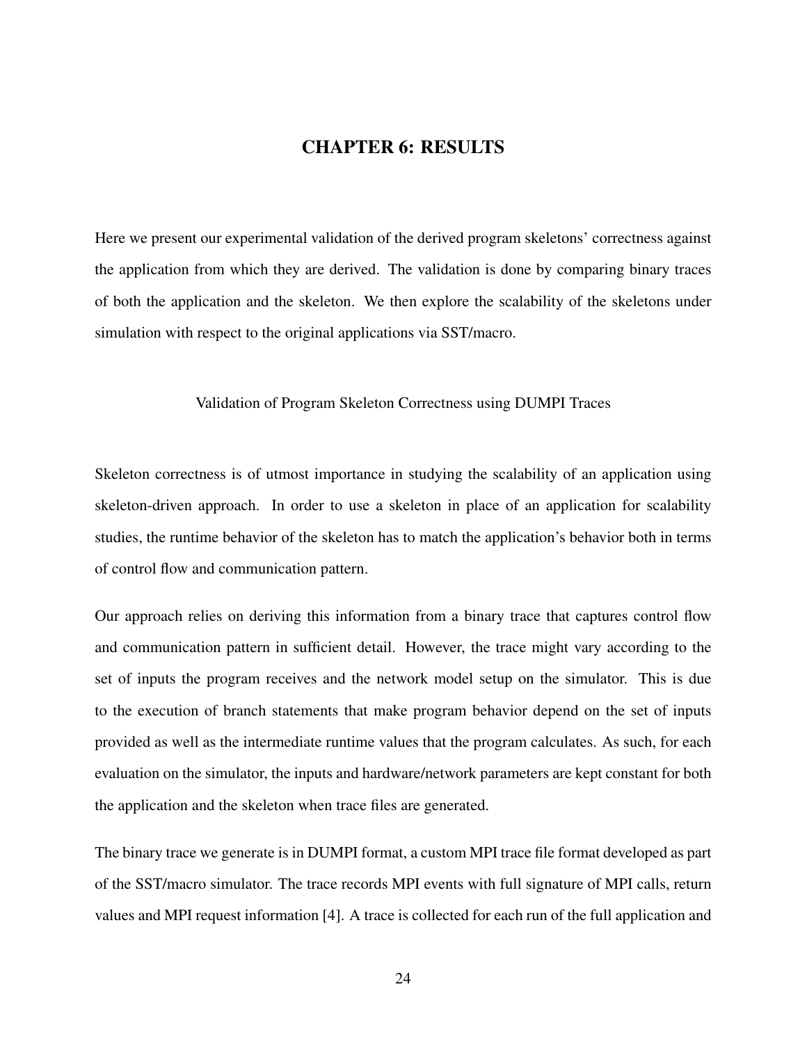# CHAPTER 6: RESULTS

Here we present our experimental validation of the derived program skeletons' correctness against the application from which they are derived. The validation is done by comparing binary traces of both the application and the skeleton. We then explore the scalability of the skeletons under simulation with respect to the original applications via SST/macro.

## Validation of Program Skeleton Correctness using DUMPI Traces

Skeleton correctness is of utmost importance in studying the scalability of an application using skeleton-driven approach. In order to use a skeleton in place of an application for scalability studies, the runtime behavior of the skeleton has to match the application's behavior both in terms of control flow and communication pattern.

Our approach relies on deriving this information from a binary trace that captures control flow and communication pattern in sufficient detail. However, the trace might vary according to the set of inputs the program receives and the network model setup on the simulator. This is due to the execution of branch statements that make program behavior depend on the set of inputs provided as well as the intermediate runtime values that the program calculates. As such, for each evaluation on the simulator, the inputs and hardware/network parameters are kept constant for both the application and the skeleton when trace files are generated.

The binary trace we generate is in DUMPI format, a custom MPI trace file format developed as part of the SST/macro simulator. The trace records MPI events with full signature of MPI calls, return values and MPI request information [4]. A trace is collected for each run of the full application and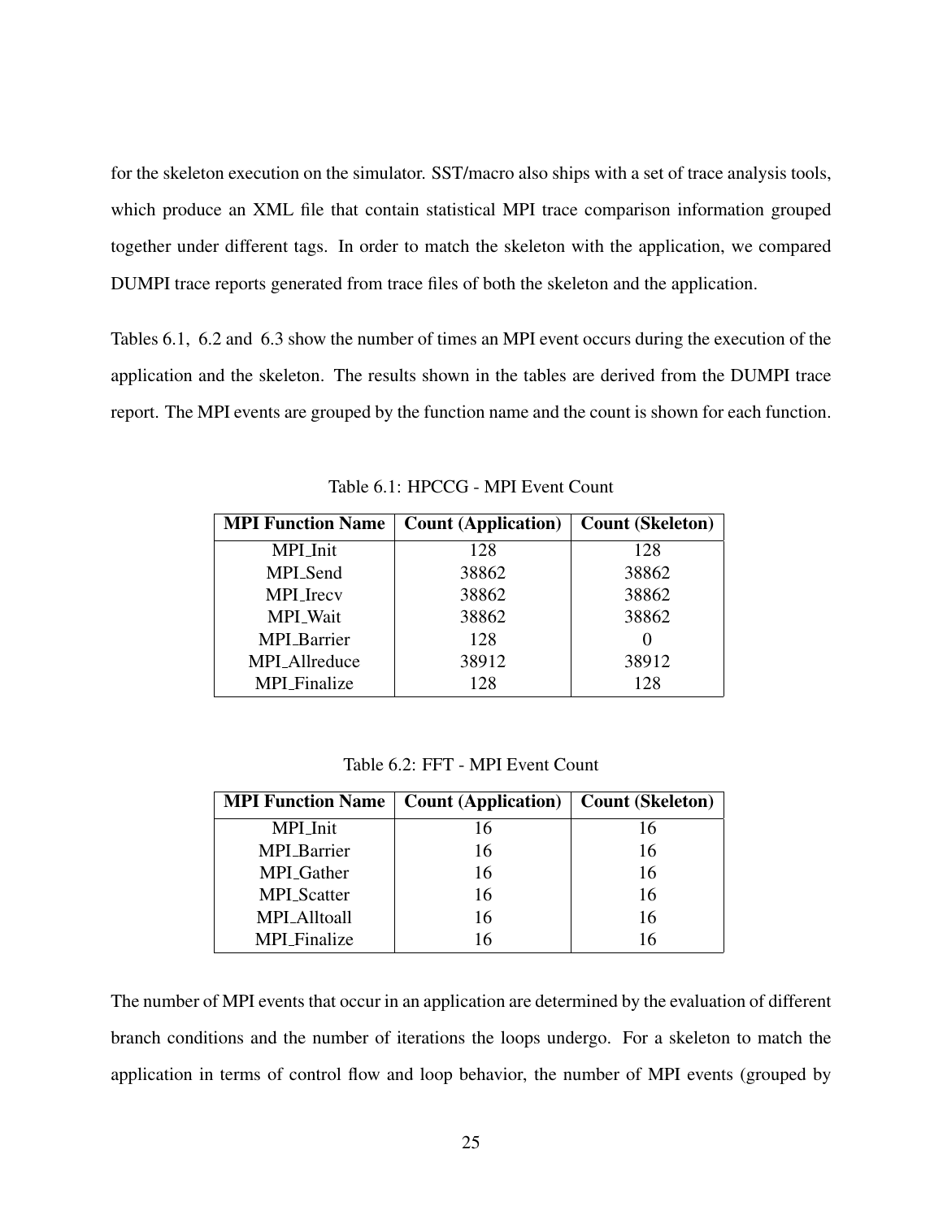for the skeleton execution on the simulator. SST/macro also ships with a set of trace analysis tools, which produce an XML file that contain statistical MPI trace comparison information grouped together under different tags. In order to match the skeleton with the application, we compared DUMPI trace reports generated from trace files of both the skeleton and the application.

Tables 6.1, 6.2 and 6.3 show the number of times an MPI event occurs during the execution of the application and the skeleton. The results shown in the tables are derived from the DUMPI trace report. The MPI events are grouped by the function name and the count is shown for each function.

Table 6.1: HPCCG - MPI Event Count

| MPI Function Name | Count (Application) | Count (Skeleton) |
| --- | --- | --- |
| MPI_Init | 128 | 128 |
| MPI_Send | 38862 | 38862 |
| MPI_Irecv | 38862 | 38862 |
| MPI_Wait | 38862 | 38862 |
| MPI_Barrier | 128 | 0 |
| MPI_Allreduce | 38912 | 38912 |
| MPI_Finalize | 128 | 128 |

Table 6.2: FFT - MPI Event Count

| MPI Function Name | Count (Application) | Count (Skeleton) |
| --- | --- | --- |
| MPI_Init | 16 | 16 |
| MPI_Barrier | 16 | 16 |
| MPI_Gather | 16 | 16 |
| MPI_Scatter | 16 | 16 |
| MPI_Alltoall | 16 | 16 |
| MPI_Finalize | 16 | 16 |

The number of MPI events that occur in an application are determined by the evaluation of different branch conditions and the number of iterations the loops undergo. For a skeleton to match the application in terms of control flow and loop behavior, the number of MPI events (grouped by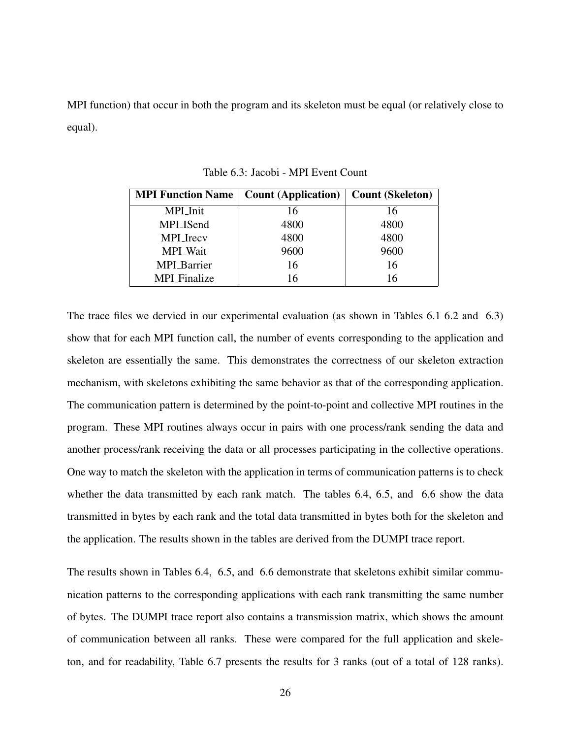MPI function) that occur in both the program and its skeleton must be equal (or relatively close to equal).

Table 6.3: Jacobi - MPI Event Count

| MPI Function Name | Count (Application) | Count (Skeleton) |
|---|---|---|
| MPI_Init | 16 | 16 |
| MPI_ISend | 4800 | 4800 |
| MPI_Irecv | 4800 | 4800 |
| MPI_Wait | 9600 | 9600 |
| MPI_Barrier | 16 | 16 |
| MPI_Finalize | 16 | 16 |

The trace files we dervied in our experimental evaluation (as shown in Tables 6.1 6.2 and 6.3) show that for each MPI function call, the number of events corresponding to the application and skeleton are essentially the same. This demonstrates the correctness of our skeleton extraction mechanism, with skeletons exhibiting the same behavior as that of the corresponding application. The communication pattern is determined by the point-to-point and collective MPI routines in the program. These MPI routines always occur in pairs with one process/rank sending the data and another process/rank receiving the data or all processes participating in the collective operations. One way to match the skeleton with the application in terms of communication patterns is to check whether the data transmitted by each rank match. The tables 6.4, 6.5, and 6.6 show the data transmitted in bytes by each rank and the total data transmitted in bytes both for the skeleton and the application. The results shown in the tables are derived from the DUMPI trace report.

The results shown in Tables 6.4, 6.5, and 6.6 demonstrate that skeletons exhibit similar communication patterns to the corresponding applications with each rank transmitting the same number of bytes. The DUMPI trace report also contains a transmission matrix, which shows the amount of communication between all ranks. These were compared for the full application and skeleton, and for readability, Table 6.7 presents the results for 3 ranks (out of a total of 128 ranks).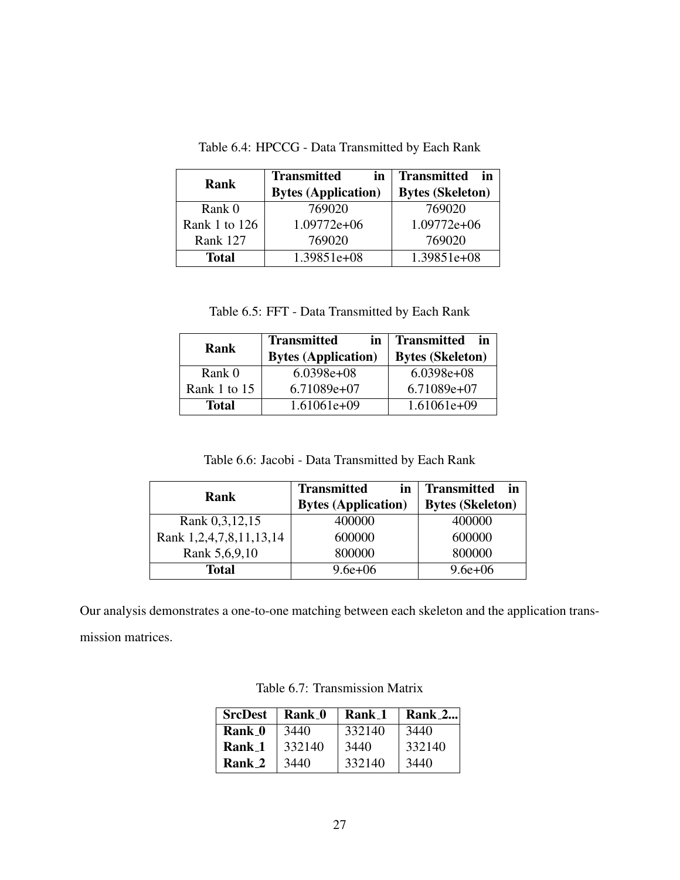Table 6.4: HPCCG - Data Transmitted by Each Rank

| Rank | Transmitted in Bytes (Application) | Transmitted in Bytes (Skeleton) |
|---|---|---|
| Rank 0 | 769020 | 769020 |
| Rank 1 to 126 | 1.09772e+06 | 1.09772e+06 |
| Rank 127 | 769020 | 769020 |
| **Total** | 1.39851e+08 | 1.39851e+08 |

Table 6.5: FFT - Data Transmitted by Each Rank

| Rank | Transmitted in Bytes (Application) | Transmitted in Bytes (Skeleton) |
|---|---|---|
| Rank 0 | 6.0398e+08 | 6.0398e+08 |
| Rank 1 to 15 | 6.71089e+07 | 6.71089e+07 |
| **Total** | 1.61061e+09 | 1.61061e+09 |

Table 6.6: Jacobi - Data Transmitted by Each Rank

| Rank | Transmitted in Bytes (Application) | Transmitted in Bytes (Skeleton) |
|---|---|---|
| Rank 0,3,12,15 | 400000 | 400000 |
| Rank 1,2,4,7,8,11,13,14 | 600000 | 600000 |
| Rank 5,6,9,10 | 800000 | 800000 |
| **Total** | 9.6e+06 | 9.6e+06 |

Our analysis demonstrates a one-to-one matching between each skeleton and the application transmission matrices.

Table 6.7: Transmission Matrix

| SrcDest | Rank_0 | Rank_1 | Rank_2... |
|---|---|---|---|
| **Rank_0** | 3440 | 332140 | 3440 |
| **Rank_1** | 332140 | 3440 | 332140 |
| **Rank_2** | 3440 | 332140 | 3440 |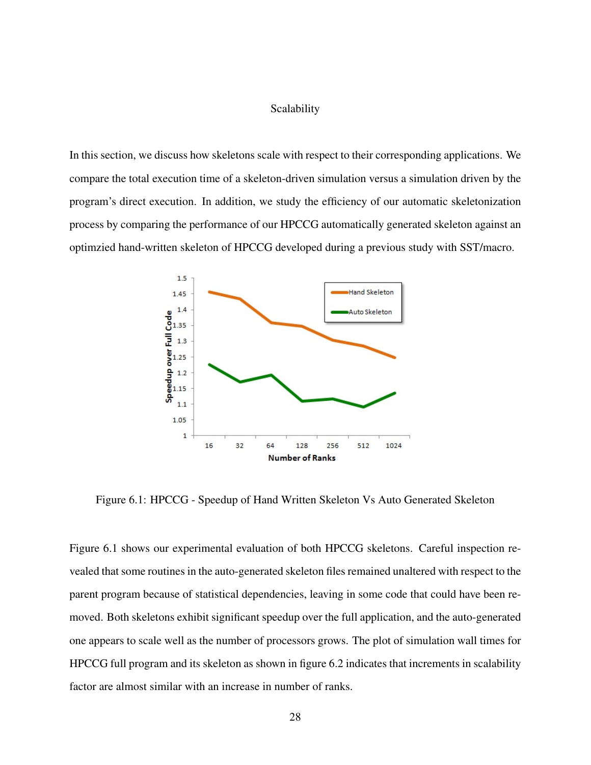## Scalability

In this section, we discuss how skeletons scale with respect to their corresponding applications. We compare the total execution time of a skeleton-driven simulation versus a simulation driven by the program's direct execution. In addition, we study the efficiency of our automatic skeletonization process by comparing the performance of our HPCCG automatically generated skeleton against an optimzied hand-written skeleton of HPCCG developed during a previous study with SST/macro.

Figure 6.1: HPCCG - Speedup of Hand Written Skeleton Vs Auto Generated Skeleton

Figure 6.1 shows our experimental evaluation of both HPCCG skeletons. Careful inspection revealed that some routines in the auto-generated skeleton files remained unaltered with respect to the parent program because of statistical dependencies, leaving in some code that could have been removed. Both skeletons exhibit significant speedup over the full application, and the auto-generated one appears to scale well as the number of processors grows. The plot of simulation wall times for HPCCG full program and its skeleton as shown in figure 6.2 indicates that increments in scalability factor are almost similar with an increase in number of ranks.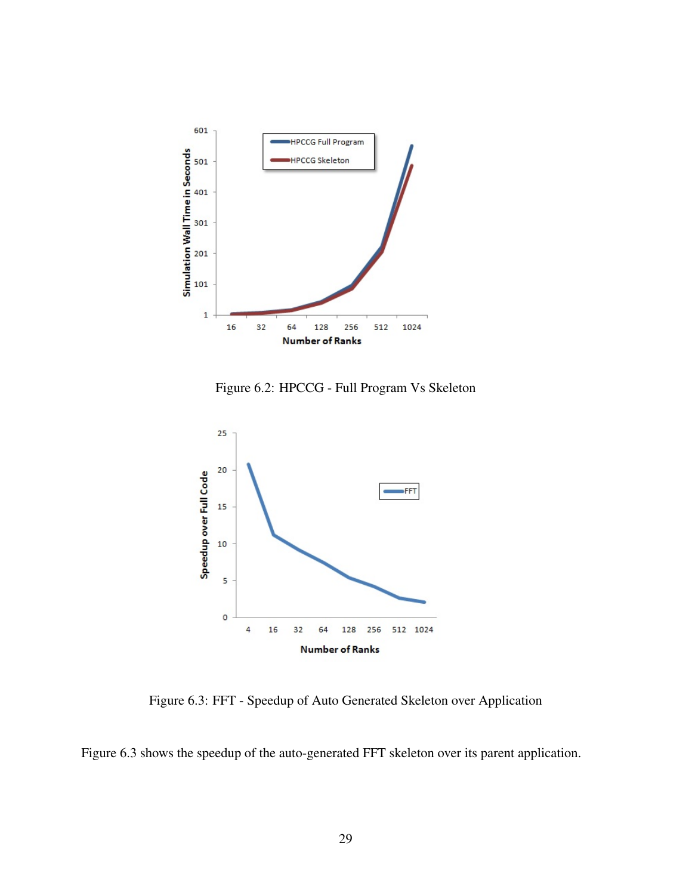Figure 6.2: HPCCG - Full Program Vs Skeleton

Figure 6.3: FFT - Speedup of Auto Generated Skeleton over Application

Figure 6.3 shows the speedup of the auto-generated FFT skeleton over its parent application.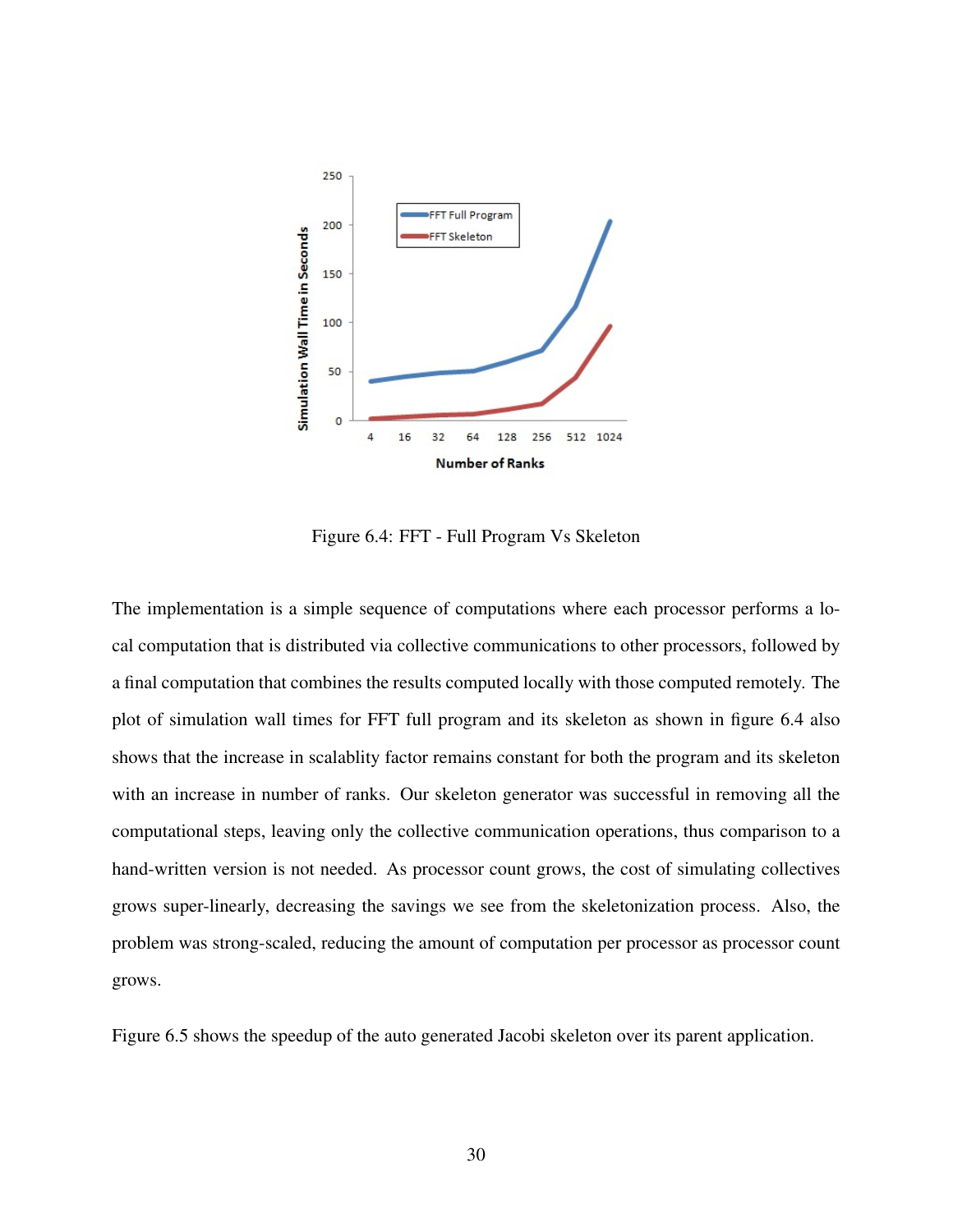Figure 6.4: FFT - Full Program Vs Skeleton

The implementation is a simple sequence of computations where each processor performs a local computation that is distributed via collective communications to other processors, followed by a final computation that combines the results computed locally with those computed remotely. The plot of simulation wall times for FFT full program and its skeleton as shown in figure 6.4 also shows that the increase in scalablity factor remains constant for both the program and its skeleton with an increase in number of ranks. Our skeleton generator was successful in removing all the computational steps, leaving only the collective communication operations, thus comparison to a hand-written version is not needed. As processor count grows, the cost of simulating collectives grows super-linearly, decreasing the savings we see from the skeletonization process. Also, the problem was strong-scaled, reducing the amount of computation per processor as processor count grows.

Figure 6.5 shows the speedup of the auto generated Jacobi skeleton over its parent application.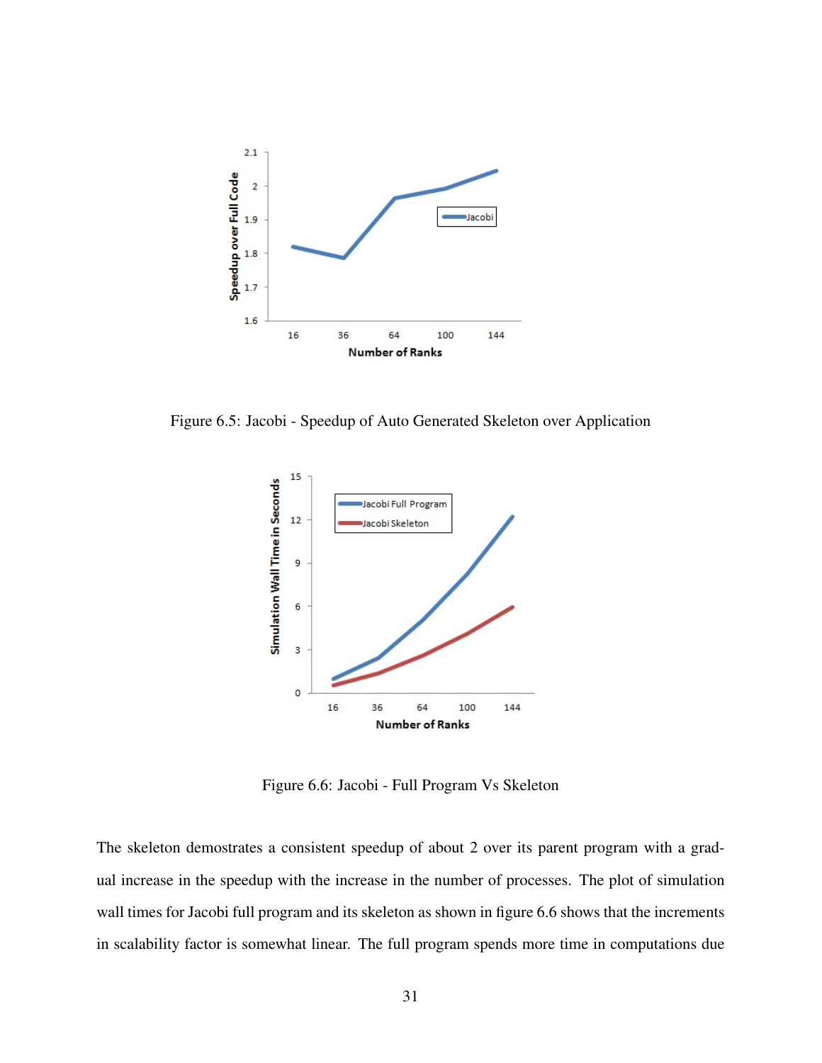Figure 6.5: Jacobi - Speedup of Auto Generated Skeleton over Application

Figure 6.6: Jacobi - Full Program Vs Skeleton

The skeleton demostrates a consistent speedup of about 2 over its parent program with a gradual increase in the speedup with the increase in the number of processes. The plot of simulation wall times for Jacobi full program and its skeleton as shown in figure 6.6 shows that the increments in scalability factor is somewhat linear. The full program spends more time in computations due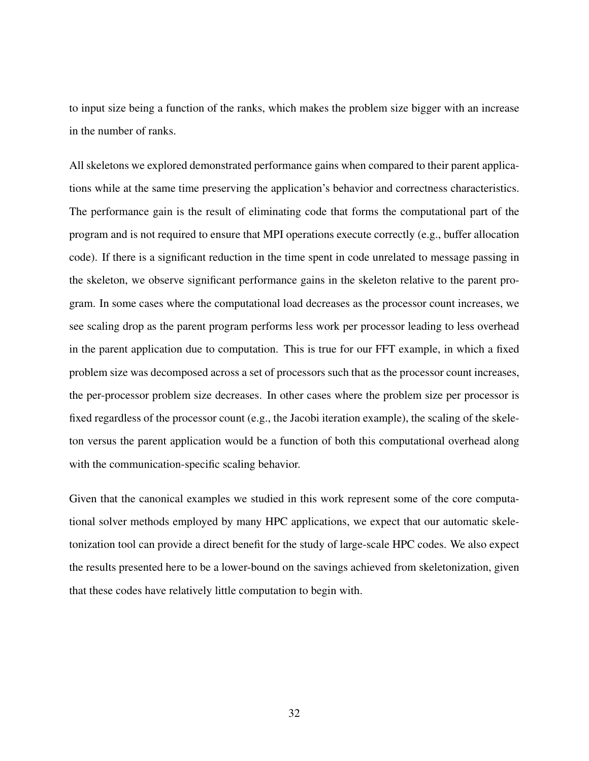to input size being a function of the ranks, which makes the problem size bigger with an increase in the number of ranks.

All skeletons we explored demonstrated performance gains when compared to their parent applications while at the same time preserving the application's behavior and correctness characteristics. The performance gain is the result of eliminating code that forms the computational part of the program and is not required to ensure that MPI operations execute correctly (e.g., buffer allocation code). If there is a significant reduction in the time spent in code unrelated to message passing in the skeleton, we observe significant performance gains in the skeleton relative to the parent program. In some cases where the computational load decreases as the processor count increases, we see scaling drop as the parent program performs less work per processor leading to less overhead in the parent application due to computation. This is true for our FFT example, in which a fixed problem size was decomposed across a set of processors such that as the processor count increases, the per-processor problem size decreases. In other cases where the problem size per processor is fixed regardless of the processor count (e.g., the Jacobi iteration example), the scaling of the skeleton versus the parent application would be a function of both this computational overhead along with the communication-specific scaling behavior.

Given that the canonical examples we studied in this work represent some of the core computational solver methods employed by many HPC applications, we expect that our automatic skeletonization tool can provide a direct benefit for the study of large-scale HPC codes. We also expect the results presented here to be a lower-bound on the savings achieved from skeletonization, given that these codes have relatively little computation to begin with.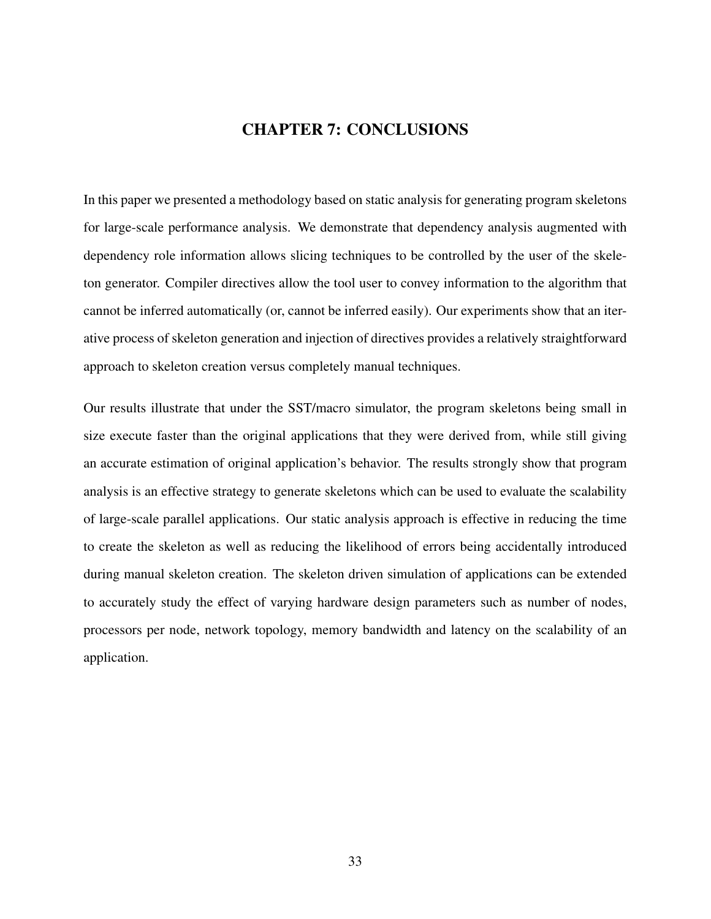# CHAPTER 7: CONCLUSIONS

In this paper we presented a methodology based on static analysis for generating program skeletons for large-scale performance analysis. We demonstrate that dependency analysis augmented with dependency role information allows slicing techniques to be controlled by the user of the skeleton generator. Compiler directives allow the tool user to convey information to the algorithm that cannot be inferred automatically (or, cannot be inferred easily). Our experiments show that an iterative process of skeleton generation and injection of directives provides a relatively straightforward approach to skeleton creation versus completely manual techniques.

Our results illustrate that under the SST/macro simulator, the program skeletons being small in size execute faster than the original applications that they were derived from, while still giving an accurate estimation of original application's behavior. The results strongly show that program analysis is an effective strategy to generate skeletons which can be used to evaluate the scalability of large-scale parallel applications. Our static analysis approach is effective in reducing the time to create the skeleton as well as reducing the likelihood of errors being accidentally introduced during manual skeleton creation. The skeleton driven simulation of applications can be extended to accurately study the effect of varying hardware design parameters such as number of nodes, processors per node, network topology, memory bandwidth and latency on the scalability of an application.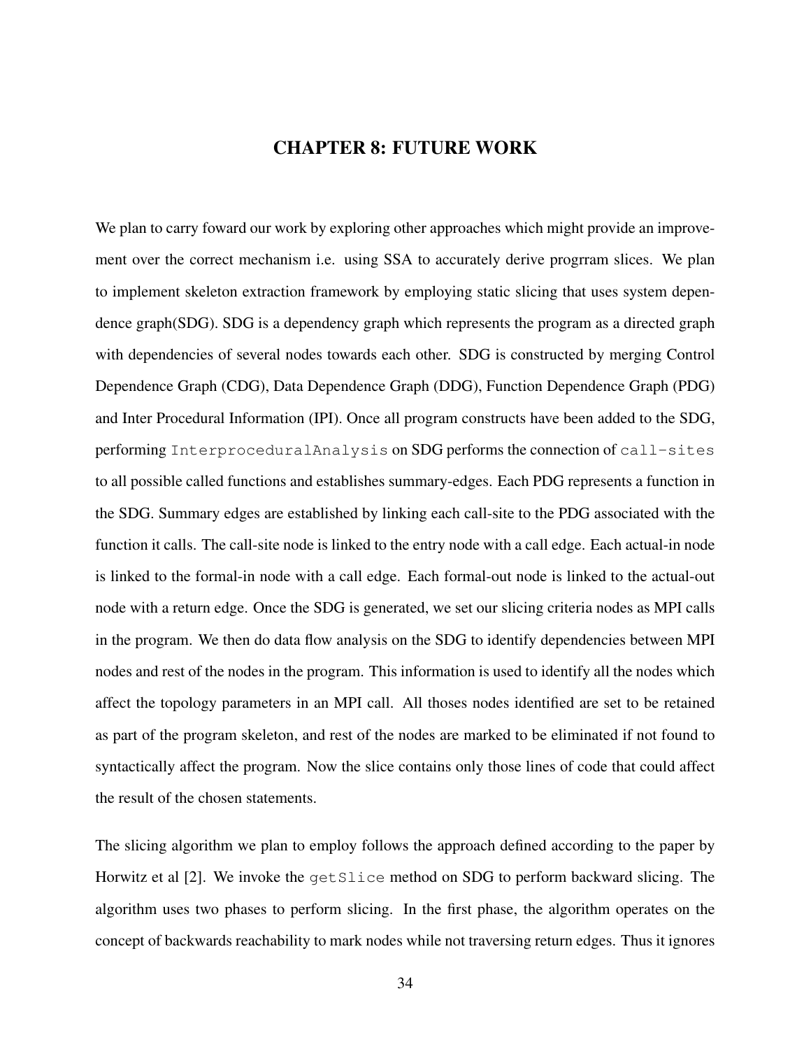# CHAPTER 8: FUTURE WORK

We plan to carry foward our work by exploring other approaches which might provide an improvement over the correct mechanism i.e. using SSA to accurately derive progrram slices. We plan to implement skeleton extraction framework by employing static slicing that uses system dependence graph(SDG). SDG is a dependency graph which represents the program as a directed graph with dependencies of several nodes towards each other. SDG is constructed by merging Control Dependence Graph (CDG), Data Dependence Graph (DDG), Function Dependence Graph (PDG) and Inter Procedural Information (IPI). Once all program constructs have been added to the SDG, performing `InterproceduralAnalysis` on SDG performs the connection of `call-sites` to all possible called functions and establishes summary-edges. Each PDG represents a function in the SDG. Summary edges are established by linking each call-site to the PDG associated with the function it calls. The call-site node is linked to the entry node with a call edge. Each actual-in node is linked to the formal-in node with a call edge. Each formal-out node is linked to the actual-out node with a return edge. Once the SDG is generated, we set our slicing criteria nodes as MPI calls in the program. We then do data flow analysis on the SDG to identify dependencies between MPI nodes and rest of the nodes in the program. This information is used to identify all the nodes which affect the topology parameters in an MPI call. All thoses nodes identified are set to be retained as part of the program skeleton, and rest of the nodes are marked to be eliminated if not found to syntactically affect the program. Now the slice contains only those lines of code that could affect the result of the chosen statements.

The slicing algorithm we plan to employ follows the approach defined according to the paper by Horwitz et al [2]. We invoke the `getSlice` method on SDG to perform backward slicing. The algorithm uses two phases to perform slicing. In the first phase, the algorithm operates on the concept of backwards reachability to mark nodes while not traversing return edges. Thus it ignores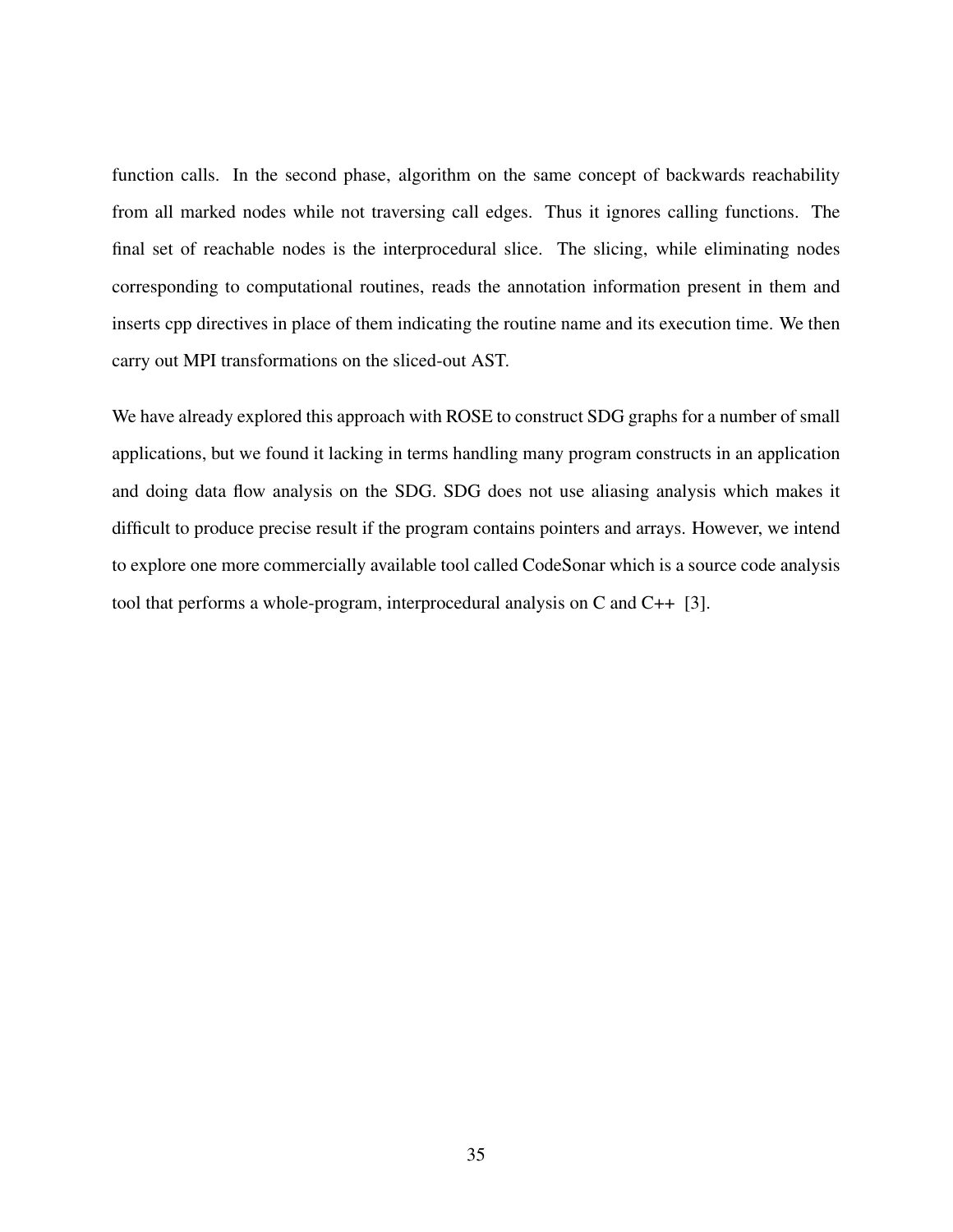function calls. In the second phase, algorithm on the same concept of backwards reachability from all marked nodes while not traversing call edges. Thus it ignores calling functions. The final set of reachable nodes is the interprocedural slice. The slicing, while eliminating nodes corresponding to computational routines, reads the annotation information present in them and inserts cpp directives in place of them indicating the routine name and its execution time. We then carry out MPI transformations on the sliced-out AST.

We have already explored this approach with ROSE to construct SDG graphs for a number of small applications, but we found it lacking in terms handling many program constructs in an application and doing data flow analysis on the SDG. SDG does not use aliasing analysis which makes it difficult to produce precise result if the program contains pointers and arrays. However, we intend to explore one more commercially available tool called CodeSonar which is a source code analysis tool that performs a whole-program, interprocedural analysis on C and C++ [3].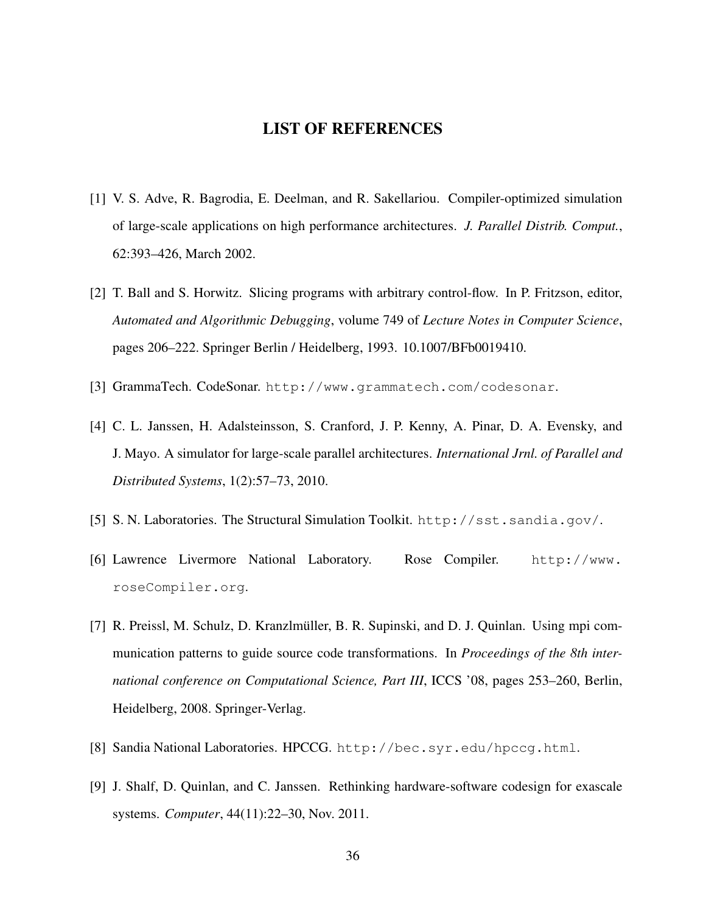# LIST OF REFERENCES

[1] V. S. Adve, R. Bagrodia, E. Deelman, and R. Sakellariou. Compiler-optimized simulation of large-scale applications on high performance architectures. *J. Parallel Distrib. Comput.*, 62:393–426, March 2002.

[2] T. Ball and S. Horwitz. Slicing programs with arbitrary control-flow. In P. Fritzson, editor, *Automated and Algorithmic Debugging*, volume 749 of *Lecture Notes in Computer Science*, pages 206–222. Springer Berlin / Heidelberg, 1993. 10.1007/BFb0019410.

[3] GrammaTech. CodeSonar. `http://www.grammatech.com/codesonar`.

[4] C. L. Janssen, H. Adalsteinsson, S. Cranford, J. P. Kenny, A. Pinar, D. A. Evensky, and J. Mayo. A simulator for large-scale parallel architectures. *International Jrnl. of Parallel and Distributed Systems*, 1(2):57–73, 2010.

[5] S. N. Laboratories. The Structural Simulation Toolkit. `http://sst.sandia.gov/`.

[6] Lawrence Livermore National Laboratory. Rose Compiler. `http://www.roseCompiler.org`.

[7] R. Preissl, M. Schulz, D. Kranzlmüller, B. R. Supinski, and D. J. Quinlan. Using mpi communication patterns to guide source code transformations. In *Proceedings of the 8th international conference on Computational Science, Part III*, ICCS '08, pages 253–260, Berlin, Heidelberg, 2008. Springer-Verlag.

[8] Sandia National Laboratories. HPCCG. `http://bec.syr.edu/hpccg.html`.

[9] J. Shalf, D. Quinlan, and C. Janssen. Rethinking hardware-software codesign for exascale systems. *Computer*, 44(11):22–30, Nov. 2011.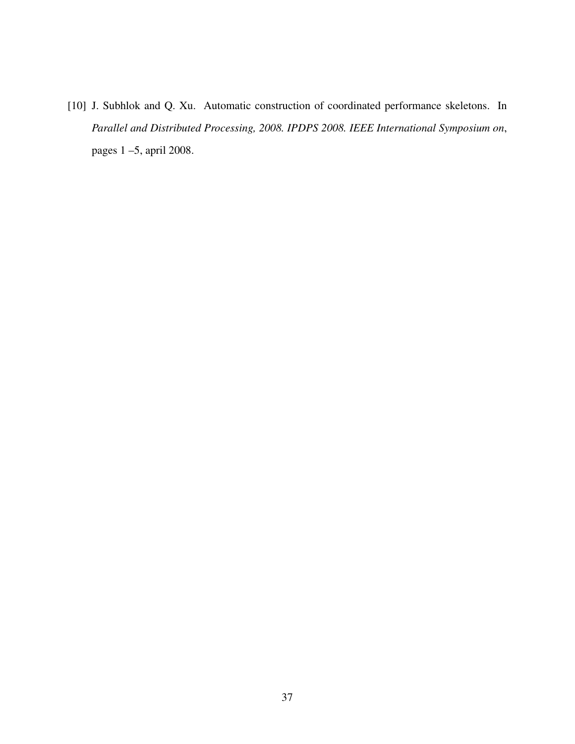[10] J. Subhlok and Q. Xu. Automatic construction of coordinated performance skeletons. In *Parallel and Distributed Processing, 2008. IPDPS 2008. IEEE International Symposium on*, pages 1 –5, april 2008.